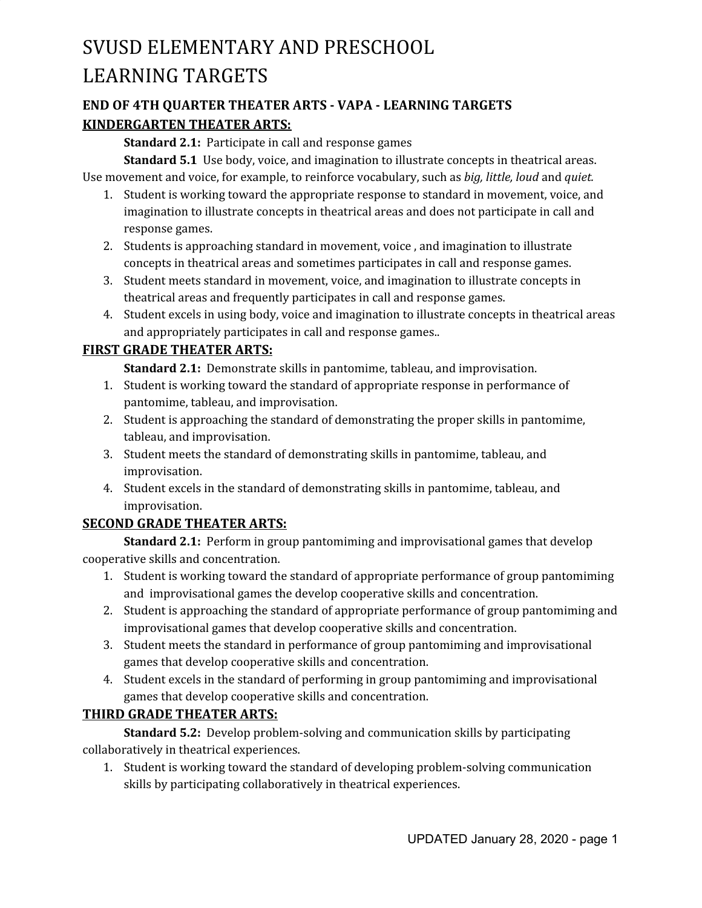# SVUSD ELEMENTARY AND PRESCHOOL LEARNING TARGETS

## END OF 4TH QUARTER THEATER ARTS - VAPA - LEARNING TARGETS

### KINDERGARTEN THEATER ARTS:

**Standard 2.1:** Participate in call and response games

**Standard 5.1** Use body, voice, and imagination to illustrate concepts in theatrical areas. Use movement and voice, for example, to reinforce vocabulary, such as *big, little, loud* and *quiet.*

1. Student is working toward the appropriate response to standard in movement, voice, and imagination to illustrate concepts in theatrical areas and does not participate in call and response games.
2. Students is approaching standard in movement, voice , and imagination to illustrate concepts in theatrical areas and sometimes participates in call and response games.
3. Student meets standard in movement, voice, and imagination to illustrate concepts in theatrical areas and frequently participates in call and response games.
4. Student excels in using body, voice and imagination to illustrate concepts in theatrical areas and appropriately participates in call and response games..

### FIRST GRADE THEATER ARTS:

**Standard 2.1:** Demonstrate skills in pantomime, tableau, and improvisation.

1. Student is working toward the standard of appropriate response in performance of pantomime, tableau, and improvisation.
2. Student is approaching the standard of demonstrating the proper skills in pantomime, tableau, and improvisation.
3. Student meets the standard of demonstrating skills in pantomime, tableau, and improvisation.
4. Student excels in the standard of demonstrating skills in pantomime, tableau, and improvisation.

### SECOND GRADE THEATER ARTS:

**Standard 2.1:** Perform in group pantomiming and improvisational games that develop cooperative skills and concentration.

1. Student is working toward the standard of appropriate performance of group pantomiming and improvisational games the develop cooperative skills and concentration.
2. Student is approaching the standard of appropriate performance of group pantomiming and improvisational games that develop cooperative skills and concentration.
3. Student meets the standard in performance of group pantomiming and improvisational games that develop cooperative skills and concentration.
4. Student excels in the standard of performing in group pantomiming and improvisational games that develop cooperative skills and concentration.

### THIRD GRADE THEATER ARTS:

**Standard 5.2:** Develop problem-solving and communication skills by participating collaboratively in theatrical experiences.

1. Student is working toward the standard of developing problem-solving communication skills by participating collaboratively in theatrical experiences.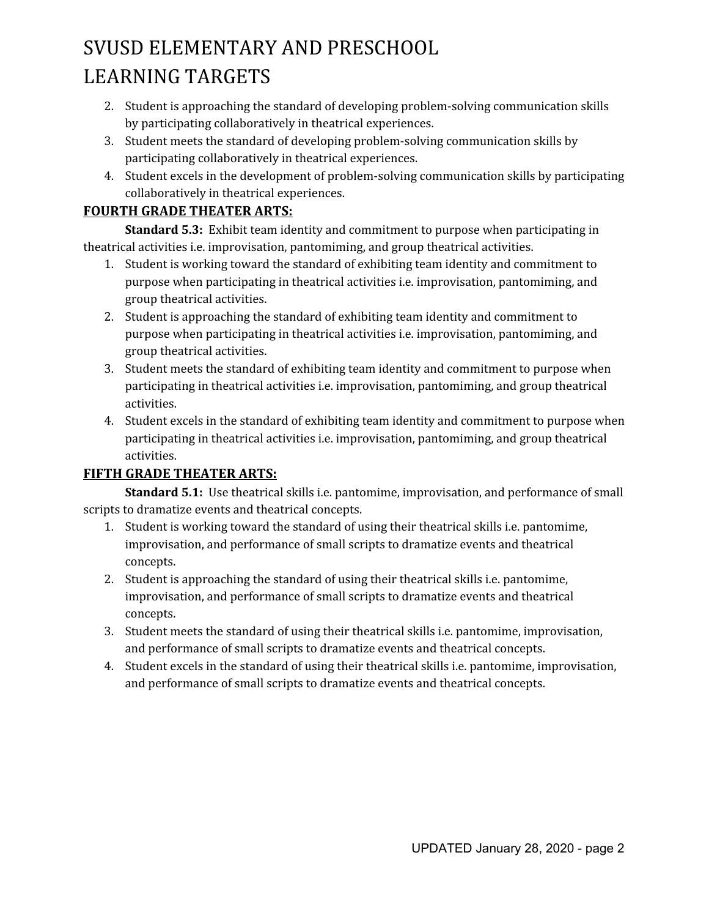2. Student is approaching the standard of developing problem-solving communication skills by participating collaboratively in theatrical experiences.
3. Student meets the standard of developing problem-solving communication skills by participating collaboratively in theatrical experiences.
4. Student excels in the development of problem-solving communication skills by participating collaboratively in theatrical experiences.

## FOURTH GRADE THEATER ARTS:

**Standard 5.3:** Exhibit team identity and commitment to purpose when participating in theatrical activities i.e. improvisation, pantomiming, and group theatrical activities.

1. Student is working toward the standard of exhibiting team identity and commitment to purpose when participating in theatrical activities i.e. improvisation, pantomiming, and group theatrical activities.
2. Student is approaching the standard of exhibiting team identity and commitment to purpose when participating in theatrical activities i.e. improvisation, pantomiming, and group theatrical activities.
3. Student meets the standard of exhibiting team identity and commitment to purpose when participating in theatrical activities i.e. improvisation, pantomiming, and group theatrical activities.
4. Student excels in the standard of exhibiting team identity and commitment to purpose when participating in theatrical activities i.e. improvisation, pantomiming, and group theatrical activities.

## FIFTH GRADE THEATER ARTS:

**Standard 5.1:** Use theatrical skills i.e. pantomime, improvisation, and performance of small scripts to dramatize events and theatrical concepts.

1. Student is working toward the standard of using their theatrical skills i.e. pantomime, improvisation, and performance of small scripts to dramatize events and theatrical concepts.
2. Student is approaching the standard of using their theatrical skills i.e. pantomime, improvisation, and performance of small scripts to dramatize events and theatrical concepts.
3. Student meets the standard of using their theatrical skills i.e. pantomime, improvisation, and performance of small scripts to dramatize events and theatrical concepts.
4. Student excels in the standard of using their theatrical skills i.e. pantomime, improvisation, and performance of small scripts to dramatize events and theatrical concepts.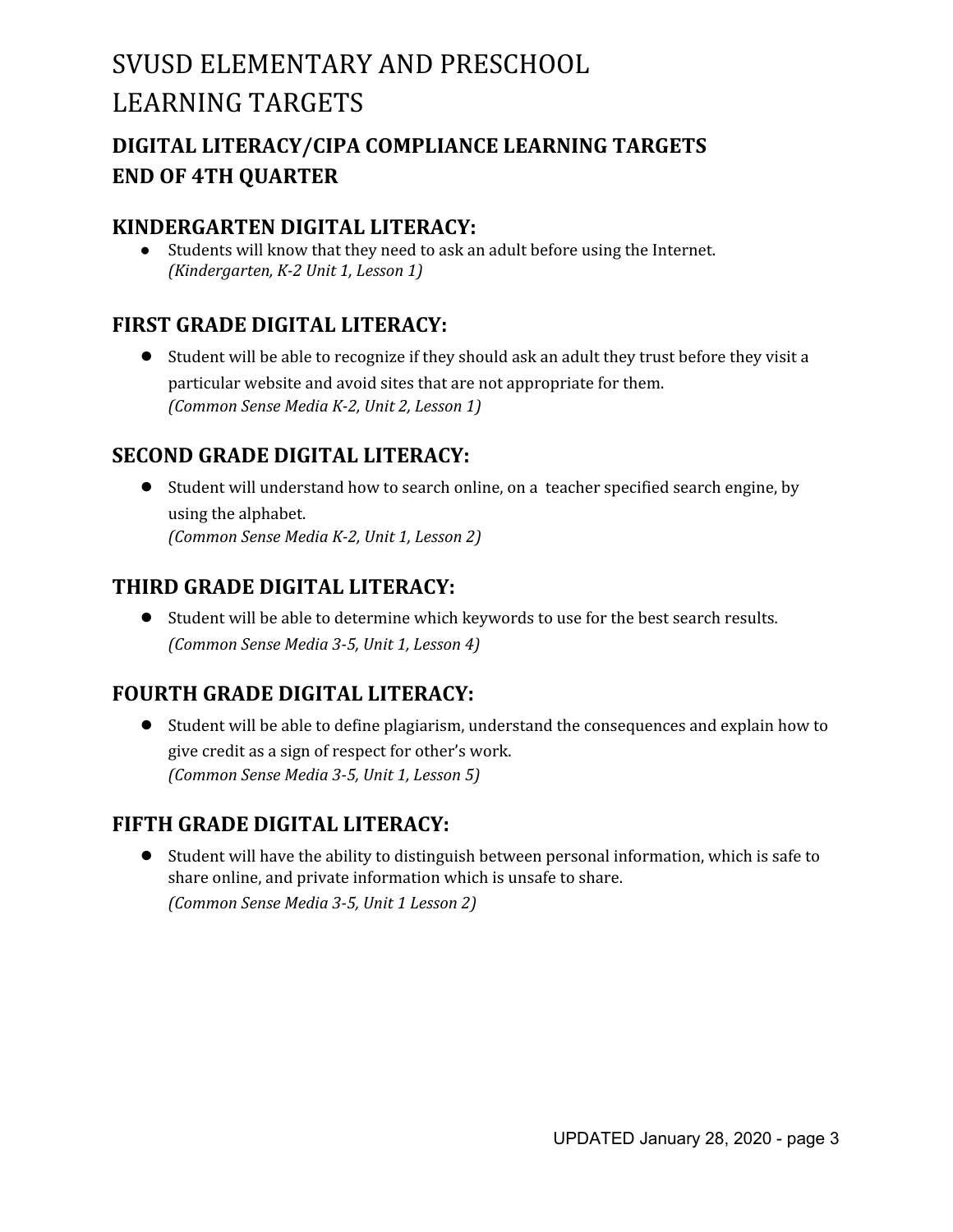# SVUSD ELEMENTARY AND PRESCHOOL LEARNING TARGETS

## DIGITAL LITERACY/CIPA COMPLIANCE LEARNING TARGETS END OF 4TH QUARTER

### KINDERGARTEN DIGITAL LITERACY:

- Students will know that they need to ask an adult before using the Internet.
  *(Kindergarten, K-2 Unit 1, Lesson 1)*

### FIRST GRADE DIGITAL LITERACY:

- Student will be able to recognize if they should ask an adult they trust before they visit a particular website and avoid sites that are not appropriate for them.
  *(Common Sense Media K-2, Unit 2, Lesson 1)*

### SECOND GRADE DIGITAL LITERACY:

- Student will understand how to search online, on a teacher specified search engine, by using the alphabet.
  *(Common Sense Media K-2, Unit 1, Lesson 2)*

### THIRD GRADE DIGITAL LITERACY:

- Student will be able to determine which keywords to use for the best search results.
  *(Common Sense Media 3-5, Unit 1, Lesson 4)*

### FOURTH GRADE DIGITAL LITERACY:

- Student will be able to define plagiarism, understand the consequences and explain how to give credit as a sign of respect for other's work.
  *(Common Sense Media 3-5, Unit 1, Lesson 5)*

### FIFTH GRADE DIGITAL LITERACY:

- Student will have the ability to distinguish between personal information, which is safe to share online, and private information which is unsafe to share.
  *(Common Sense Media 3-5, Unit 1 Lesson 2)*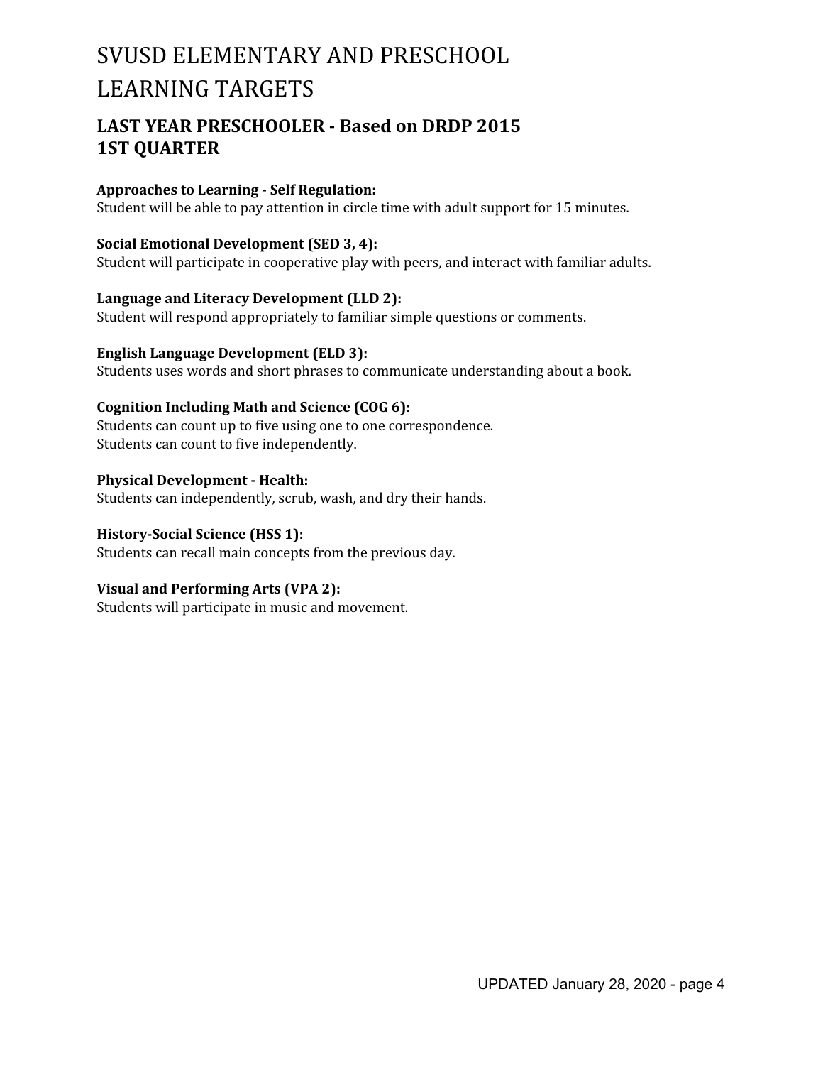# SVUSD ELEMENTARY AND PRESCHOOL LEARNING TARGETS

## LAST YEAR PRESCHOOLER - Based on DRDP 2015
## 1ST QUARTER

**Approaches to Learning - Self Regulation:**
Student will be able to pay attention in circle time with adult support for 15 minutes.

**Social Emotional Development (SED 3, 4):**
Student will participate in cooperative play with peers, and interact with familiar adults.

**Language and Literacy Development (LLD 2):**
Student will respond appropriately to familiar simple questions or comments.

**English Language Development (ELD 3):**
Students uses words and short phrases to communicate understanding about a book.

**Cognition Including Math and Science (COG 6):**
Students can count up to five using one to one correspondence.
Students can count to five independently.

**Physical Development - Health:**
Students can independently, scrub, wash, and dry their hands.

**History-Social Science (HSS 1):**
Students can recall main concepts from the previous day.

**Visual and Performing Arts (VPA 2):**
Students will participate in music and movement.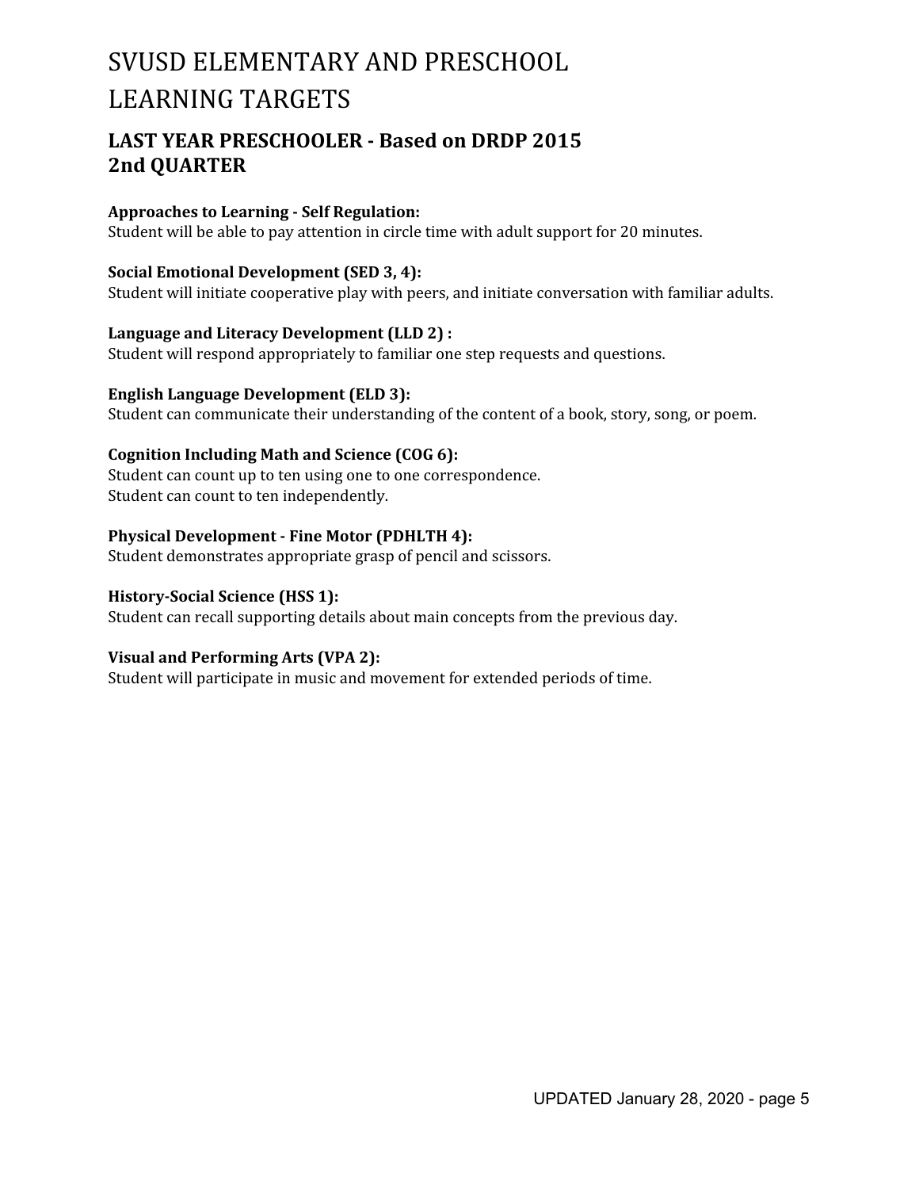# SVUSD ELEMENTARY AND PRESCHOOL LEARNING TARGETS

## LAST YEAR PRESCHOOLER - Based on DRDP 2015
## 2nd QUARTER

**Approaches to Learning - Self Regulation:**
Student will be able to pay attention in circle time with adult support for 20 minutes.

**Social Emotional Development (SED 3, 4):**
Student will initiate cooperative play with peers, and initiate conversation with familiar adults.

**Language and Literacy Development (LLD 2) :**
Student will respond appropriately to familiar one step requests and questions.

**English Language Development (ELD 3):**
Student can communicate their understanding of the content of a book, story, song, or poem.

**Cognition Including Math and Science (COG 6):**
Student can count up to ten using one to one correspondence.
Student can count to ten independently.

**Physical Development - Fine Motor (PDHLTH 4):**
Student demonstrates appropriate grasp of pencil and scissors.

**History-Social Science (HSS 1):**
Student can recall supporting details about main concepts from the previous day.

**Visual and Performing Arts (VPA 2):**
Student will participate in music and movement for extended periods of time.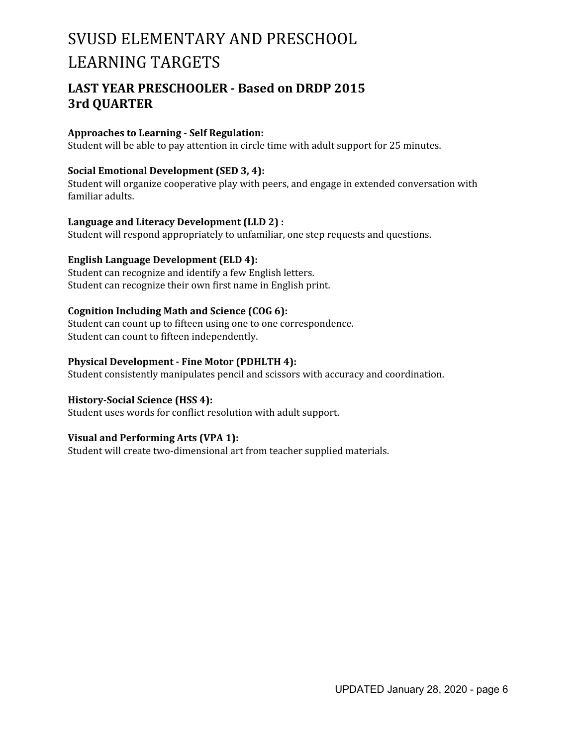# SVUSD ELEMENTARY AND PRESCHOOL LEARNING TARGETS

## LAST YEAR PRESCHOOLER - Based on DRDP 2015
## 3rd QUARTER

**Approaches to Learning - Self Regulation:**
Student will be able to pay attention in circle time with adult support for 25 minutes.

**Social Emotional Development (SED 3, 4):**
Student will organize cooperative play with peers, and engage in extended conversation with familiar adults.

**Language and Literacy Development (LLD 2) :**
Student will respond appropriately to unfamiliar, one step requests and questions.

**English Language Development (ELD 4):**
Student can recognize and identify a few English letters.
Student can recognize their own first name in English print.

**Cognition Including Math and Science (COG 6):**
Student can count up to fifteen using one to one correspondence.
Student can count to fifteen independently.

**Physical Development - Fine Motor (PDHLTH 4):**
Student consistently manipulates pencil and scissors with accuracy and coordination.

**History-Social Science (HSS 4):**
Student uses words for conflict resolution with adult support.

**Visual and Performing Arts (VPA 1):**
Student will create two-dimensional art from teacher supplied materials.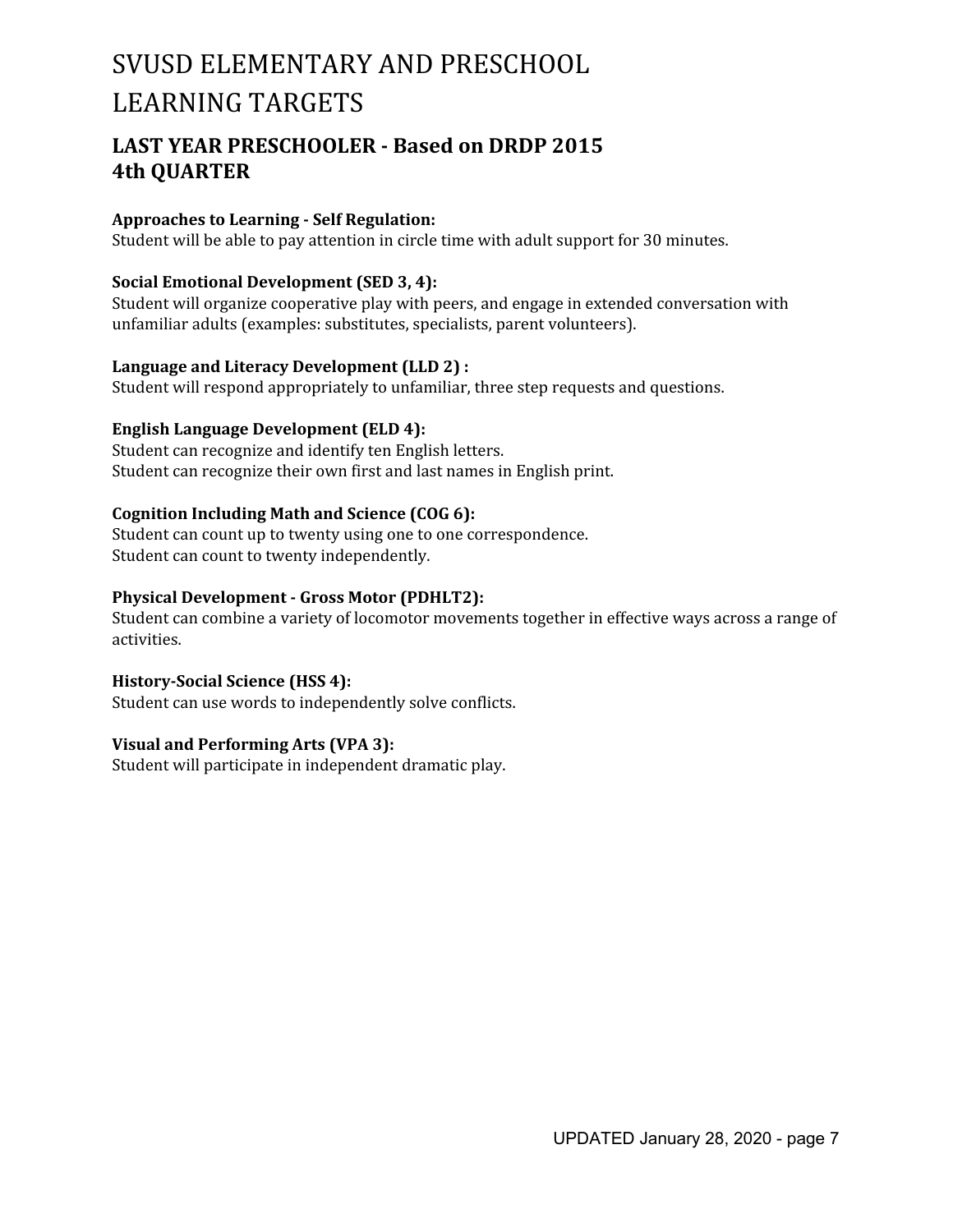# SVUSD ELEMENTARY AND PRESCHOOL LEARNING TARGETS

## LAST YEAR PRESCHOOLER - Based on DRDP 2015 4th QUARTER

**Approaches to Learning - Self Regulation:**
Student will be able to pay attention in circle time with adult support for 30 minutes.

**Social Emotional Development (SED 3, 4):**
Student will organize cooperative play with peers, and engage in extended conversation with unfamiliar adults (examples: substitutes, specialists, parent volunteers).

**Language and Literacy Development (LLD 2) :**
Student will respond appropriately to unfamiliar, three step requests and questions.

**English Language Development (ELD 4):**
Student can recognize and identify ten English letters.
Student can recognize their own first and last names in English print.

**Cognition Including Math and Science (COG 6):**
Student can count up to twenty using one to one correspondence.
Student can count to twenty independently.

**Physical Development - Gross Motor (PDHLT2):**
Student can combine a variety of locomotor movements together in effective ways across a range of activities.

**History-Social Science (HSS 4):**
Student can use words to independently solve conflicts.

**Visual and Performing Arts (VPA 3):**
Student will participate in independent dramatic play.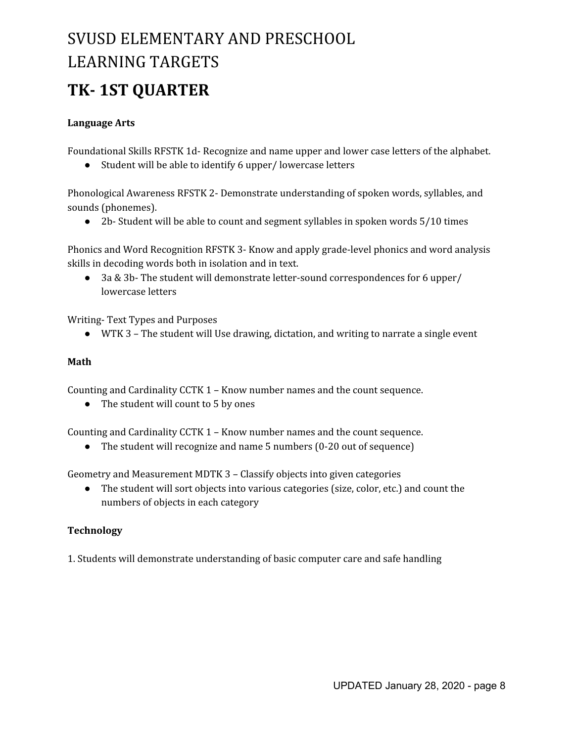# SVUSD ELEMENTARY AND PRESCHOOL LEARNING TARGETS

## TK- 1ST QUARTER

**Language Arts**

Foundational Skills RFSTK 1d- Recognize and name upper and lower case letters of the alphabet.

- Student will be able to identify 6 upper/ lowercase letters

Phonological Awareness RFSTK 2- Demonstrate understanding of spoken words, syllables, and sounds (phonemes).

- 2b- Student will be able to count and segment syllables in spoken words 5/10 times

Phonics and Word Recognition RFSTK 3- Know and apply grade-level phonics and word analysis skills in decoding words both in isolation and in text.

- 3a & 3b- The student will demonstrate letter-sound correspondences for 6 upper/ lowercase letters

Writing- Text Types and Purposes

- WTK 3 – The student will Use drawing, dictation, and writing to narrate a single event

**Math**

Counting and Cardinality CCTK 1 – Know number names and the count sequence.

- The student will count to 5 by ones

Counting and Cardinality CCTK 1 – Know number names and the count sequence.

- The student will recognize and name 5 numbers (0-20 out of sequence)

Geometry and Measurement MDTK 3 – Classify objects into given categories

- The student will sort objects into various categories (size, color, etc.) and count the numbers of objects in each category

**Technology**

1. Students will demonstrate understanding of basic computer care and safe handling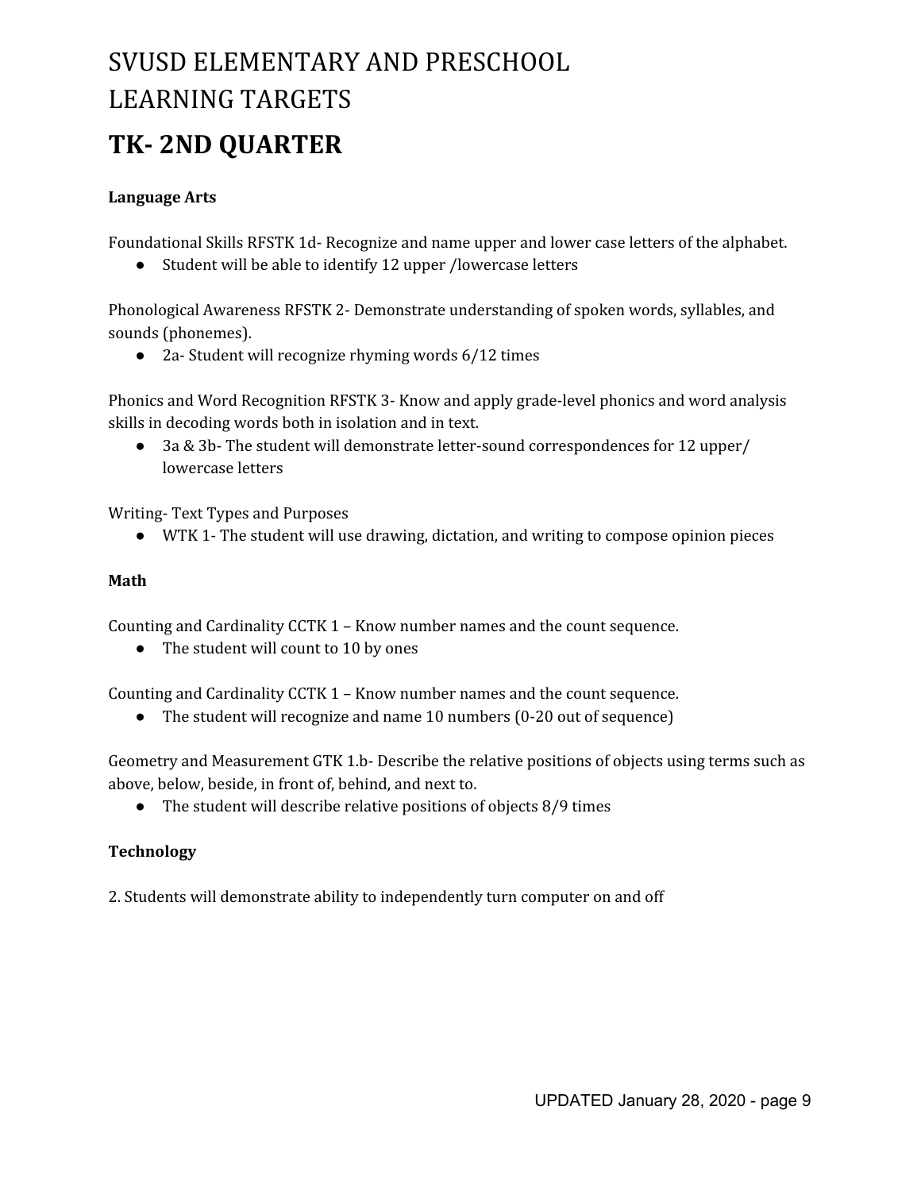# SVUSD ELEMENTARY AND PRESCHOOL LEARNING TARGETS

## TK- 2ND QUARTER

**Language Arts**

Foundational Skills RFSTK 1d- Recognize and name upper and lower case letters of the alphabet.

- Student will be able to identify 12 upper /lowercase letters

Phonological Awareness RFSTK 2- Demonstrate understanding of spoken words, syllables, and sounds (phonemes).

- 2a- Student will recognize rhyming words 6/12 times

Phonics and Word Recognition RFSTK 3- Know and apply grade-level phonics and word analysis skills in decoding words both in isolation and in text.

- 3a & 3b- The student will demonstrate letter-sound correspondences for 12 upper/ lowercase letters

Writing- Text Types and Purposes

- WTK 1- The student will use drawing, dictation, and writing to compose opinion pieces

**Math**

Counting and Cardinality CCTK 1 – Know number names and the count sequence.

- The student will count to 10 by ones

Counting and Cardinality CCTK 1 – Know number names and the count sequence.

- The student will recognize and name 10 numbers (0-20 out of sequence)

Geometry and Measurement GTK 1.b- Describe the relative positions of objects using terms such as above, below, beside, in front of, behind, and next to.

- The student will describe relative positions of objects 8/9 times

**Technology**

2. Students will demonstrate ability to independently turn computer on and off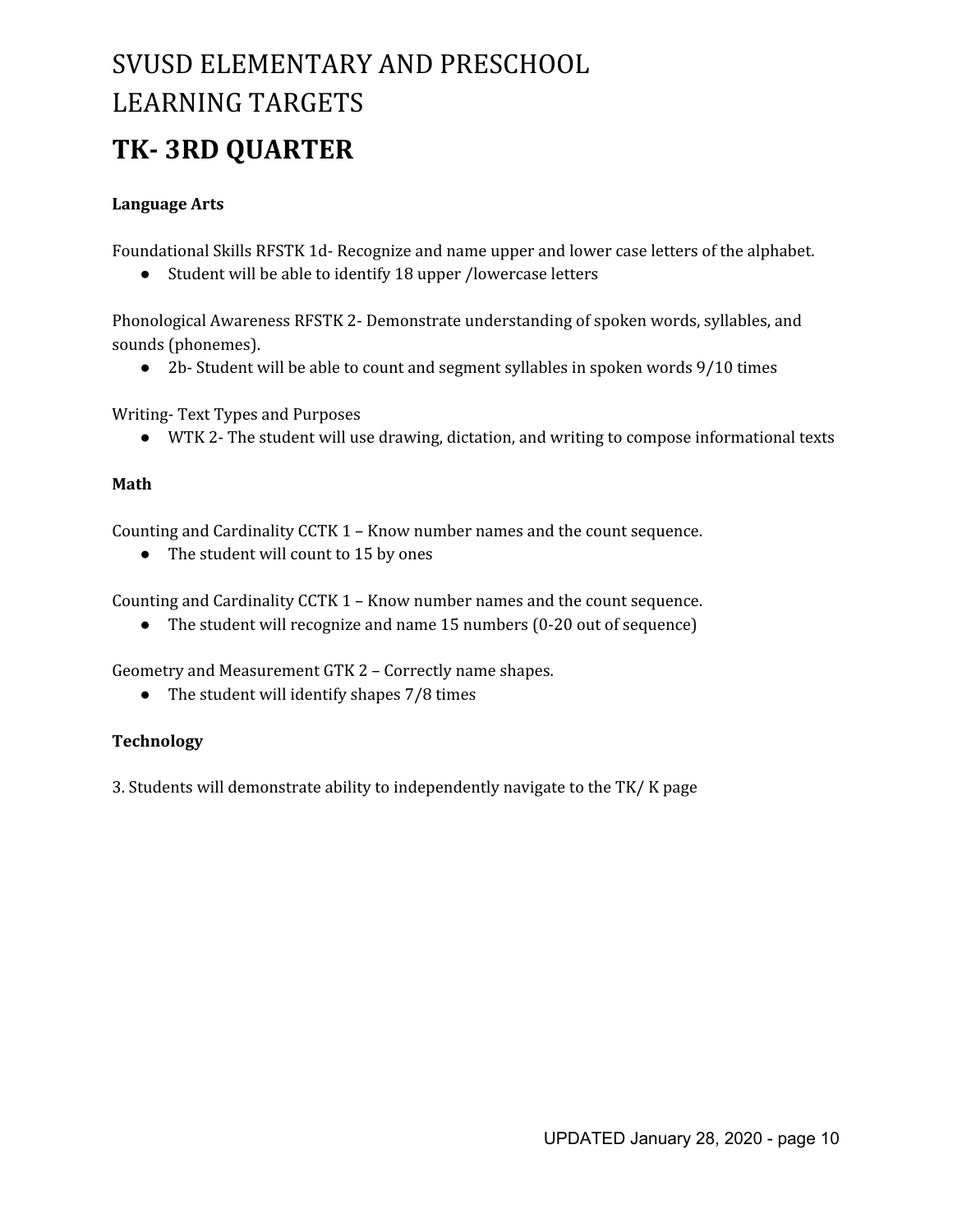# SVUSD ELEMENTARY AND PRESCHOOL LEARNING TARGETS

## TK- 3RD QUARTER

**Language Arts**

Foundational Skills RFSTK 1d- Recognize and name upper and lower case letters of the alphabet.

- Student will be able to identify 18 upper /lowercase letters

Phonological Awareness RFSTK 2- Demonstrate understanding of spoken words, syllables, and sounds (phonemes).

- 2b- Student will be able to count and segment syllables in spoken words 9/10 times

Writing- Text Types and Purposes

- WTK 2- The student will use drawing, dictation, and writing to compose informational texts

**Math**

Counting and Cardinality CCTK 1 – Know number names and the count sequence.

- The student will count to 15 by ones

Counting and Cardinality CCTK 1 – Know number names and the count sequence.

- The student will recognize and name 15 numbers (0-20 out of sequence)

Geometry and Measurement GTK 2 – Correctly name shapes.

- The student will identify shapes 7/8 times

**Technology**

3. Students will demonstrate ability to independently navigate to the TK/ K page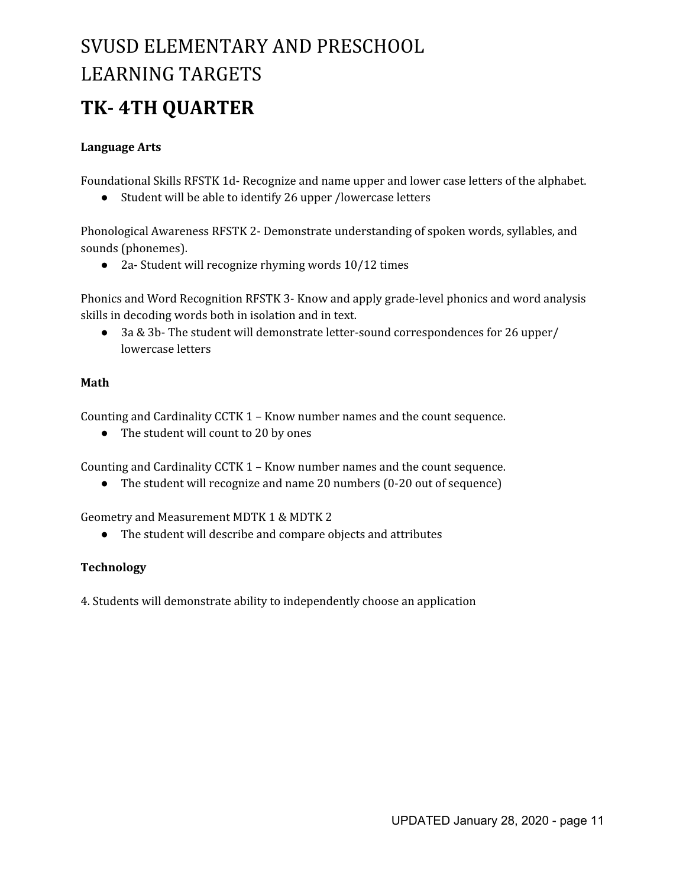# SVUSD ELEMENTARY AND PRESCHOOL LEARNING TARGETS

## TK- 4TH QUARTER

**Language Arts**

Foundational Skills RFSTK 1d- Recognize and name upper and lower case letters of the alphabet.

- Student will be able to identify 26 upper /lowercase letters

Phonological Awareness RFSTK 2- Demonstrate understanding of spoken words, syllables, and sounds (phonemes).

- 2a- Student will recognize rhyming words 10/12 times

Phonics and Word Recognition RFSTK 3- Know and apply grade-level phonics and word analysis skills in decoding words both in isolation and in text.

- 3a & 3b- The student will demonstrate letter-sound correspondences for 26 upper/ lowercase letters

**Math**

Counting and Cardinality CCTK 1 – Know number names and the count sequence.

- The student will count to 20 by ones

Counting and Cardinality CCTK 1 – Know number names and the count sequence.

- The student will recognize and name 20 numbers (0-20 out of sequence)

Geometry and Measurement MDTK 1 & MDTK 2

- The student will describe and compare objects and attributes

**Technology**

4. Students will demonstrate ability to independently choose an application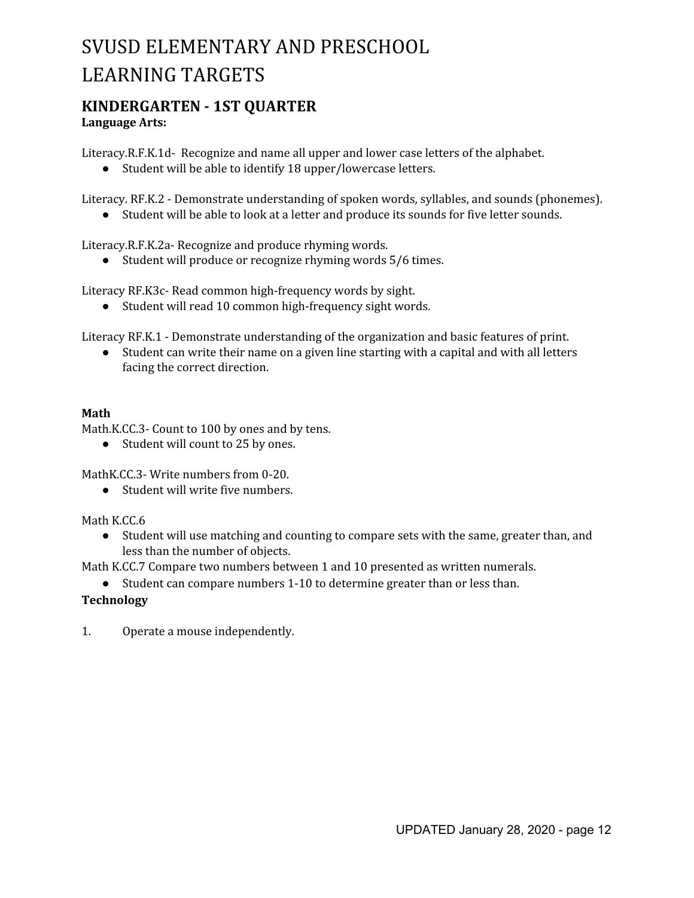# SVUSD ELEMENTARY AND PRESCHOOL LEARNING TARGETS

## KINDERGARTEN - 1ST QUARTER

**Language Arts:**

Literacy.R.F.K.1d- Recognize and name all upper and lower case letters of the alphabet.

- Student will be able to identify 18 upper/lowercase letters.

Literacy. RF.K.2 - Demonstrate understanding of spoken words, syllables, and sounds (phonemes).

- Student will be able to look at a letter and produce its sounds for five letter sounds.

Literacy.R.F.K.2a- Recognize and produce rhyming words.

- Student will produce or recognize rhyming words 5/6 times.

Literacy RF.K3c- Read common high-frequency words by sight.

- Student will read 10 common high-frequency sight words.

Literacy RF.K.1 - Demonstrate understanding of the organization and basic features of print.

- Student can write their name on a given line starting with a capital and with all letters facing the correct direction.

**Math**

Math.K.CC.3- Count to 100 by ones and by tens.

- Student will count to 25 by ones.

MathK.CC.3- Write numbers from 0-20.

- Student will write five numbers.

Math K.CC.6

- Student will use matching and counting to compare sets with the same, greater than, and less than the number of objects.

Math K.CC.7 Compare two numbers between 1 and 10 presented as written numerals.

- Student can compare numbers 1-10 to determine greater than or less than.

**Technology**

1. Operate a mouse independently.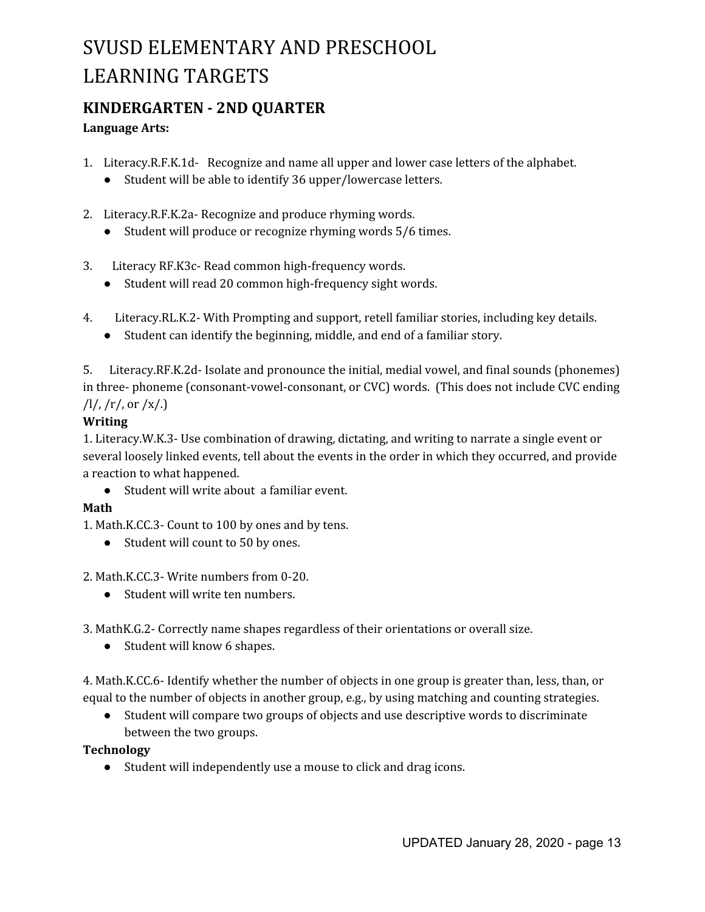# SVUSD ELEMENTARY AND PRESCHOOL LEARNING TARGETS

## KINDERGARTEN - 2ND QUARTER

**Language Arts:**

1. Literacy.R.F.K.1d- Recognize and name all upper and lower case letters of the alphabet.
   - Student will be able to identify 36 upper/lowercase letters.

2. Literacy.R.F.K.2a- Recognize and produce rhyming words.
   - Student will produce or recognize rhyming words 5/6 times.

3. Literacy RF.K3c- Read common high-frequency words.
   - Student will read 20 common high-frequency sight words.

4. Literacy.RL.K.2- With Prompting and support, retell familiar stories, including key details.
   - Student can identify the beginning, middle, and end of a familiar story.

5. Literacy.RF.K.2d- Isolate and pronounce the initial, medial vowel, and final sounds (phonemes) in three- phoneme (consonant-vowel-consonant, or CVC) words. (This does not include CVC ending /l/, /r/, or /x/.)

**Writing**

1. Literacy.W.K.3- Use combination of drawing, dictating, and writing to narrate a single event or several loosely linked events, tell about the events in the order in which they occurred, and provide a reaction to what happened.
   - Student will write about a familiar event.

**Math**

1. Math.K.CC.3- Count to 100 by ones and by tens.
   - Student will count to 50 by ones.

2. Math.K.CC.3- Write numbers from 0-20.
   - Student will write ten numbers.

3. MathK.G.2- Correctly name shapes regardless of their orientations or overall size.
   - Student will know 6 shapes.

4. Math.K.CC.6- Identify whether the number of objects in one group is greater than, less, than, or equal to the number of objects in another group, e.g., by using matching and counting strategies.
   - Student will compare two groups of objects and use descriptive words to discriminate between the two groups.

**Technology**

- Student will independently use a mouse to click and drag icons.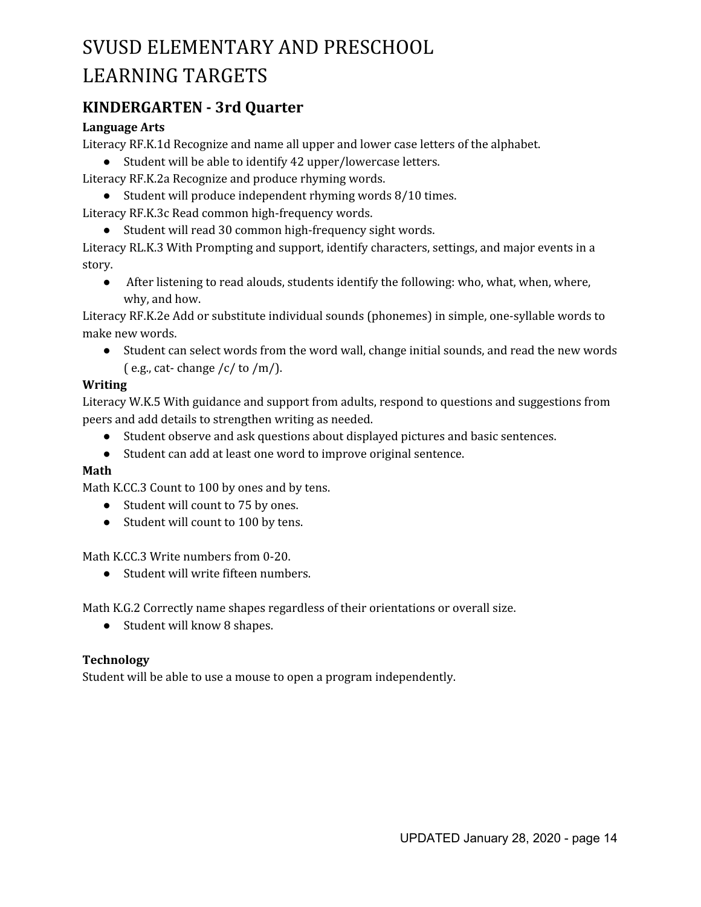# SVUSD ELEMENTARY AND PRESCHOOL LEARNING TARGETS

## KINDERGARTEN - 3rd Quarter

**Language Arts**

Literacy RF.K.1d Recognize and name all upper and lower case letters of the alphabet.

- Student will be able to identify 42 upper/lowercase letters.

Literacy RF.K.2a Recognize and produce rhyming words.

- Student will produce independent rhyming words 8/10 times.

Literacy RF.K.3c Read common high-frequency words.

- Student will read 30 common high-frequency sight words.

Literacy RL.K.3 With Prompting and support, identify characters, settings, and major events in a story.

- After listening to read alouds, students identify the following: who, what, when, where, why, and how.

Literacy RF.K.2e Add or substitute individual sounds (phonemes) in simple, one-syllable words to make new words.

- Student can select words from the word wall, change initial sounds, and read the new words ( e.g., cat- change /c/ to /m/).

**Writing**

Literacy W.K.5 With guidance and support from adults, respond to questions and suggestions from peers and add details to strengthen writing as needed.

- Student observe and ask questions about displayed pictures and basic sentences.
- Student can add at least one word to improve original sentence.

**Math**

Math K.CC.3 Count to 100 by ones and by tens.

- Student will count to 75 by ones.
- Student will count to 100 by tens.

Math K.CC.3 Write numbers from 0-20.

- Student will write fifteen numbers.

Math K.G.2 Correctly name shapes regardless of their orientations or overall size.

- Student will know 8 shapes.

**Technology**

Student will be able to use a mouse to open a program independently.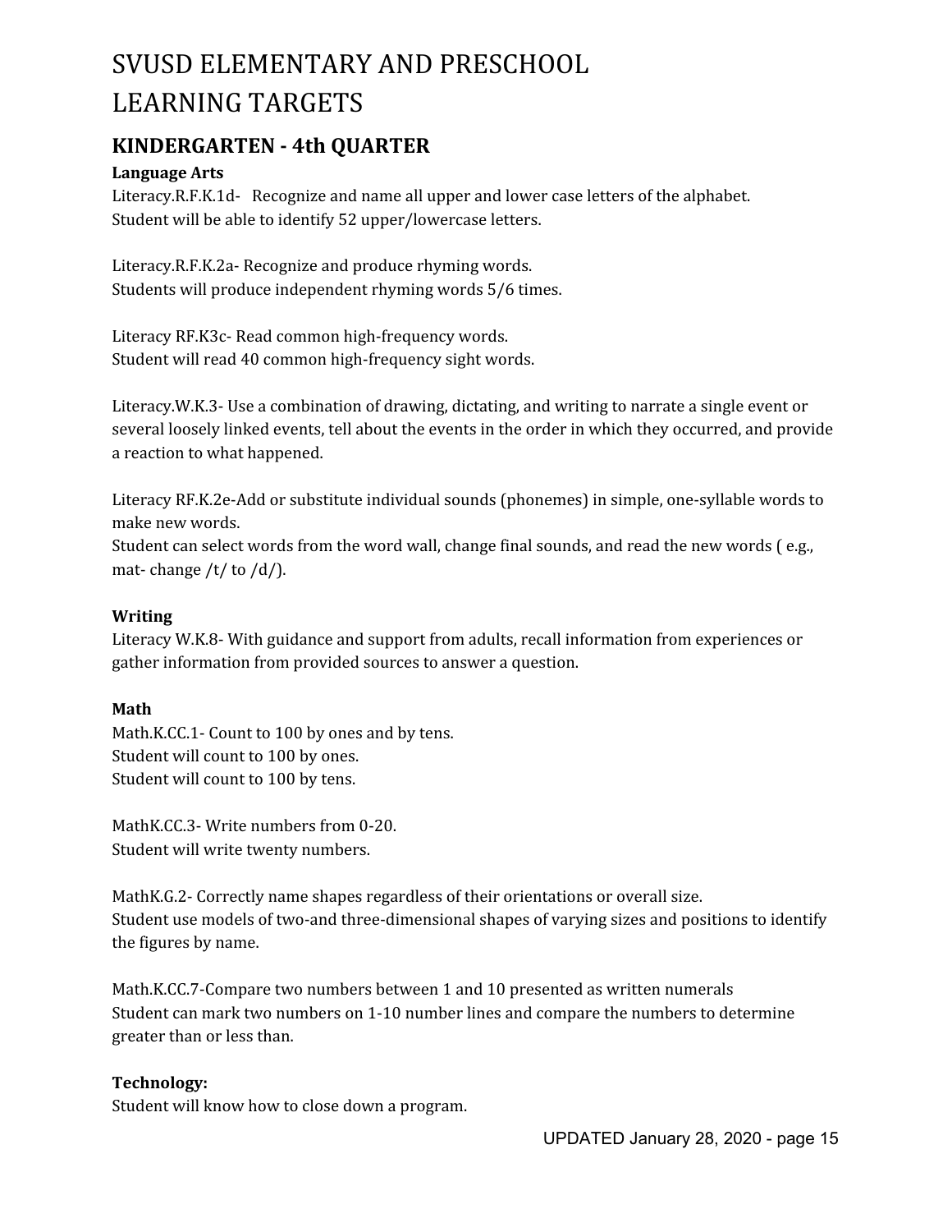# SVUSD ELEMENTARY AND PRESCHOOL LEARNING TARGETS

## KINDERGARTEN - 4th QUARTER

**Language Arts**

Literacy.R.F.K.1d- Recognize and name all upper and lower case letters of the alphabet.
Student will be able to identify 52 upper/lowercase letters.

Literacy.R.F.K.2a- Recognize and produce rhyming words.
Students will produce independent rhyming words 5/6 times.

Literacy RF.K3c- Read common high-frequency words.
Student will read 40 common high-frequency sight words.

Literacy.W.K.3- Use a combination of drawing, dictating, and writing to narrate a single event or several loosely linked events, tell about the events in the order in which they occurred, and provide a reaction to what happened.

Literacy RF.K.2e-Add or substitute individual sounds (phonemes) in simple, one-syllable words to make new words.
Student can select words from the word wall, change final sounds, and read the new words ( e.g., mat- change /t/ to /d/).

**Writing**

Literacy W.K.8- With guidance and support from adults, recall information from experiences or gather information from provided sources to answer a question.

**Math**

Math.K.CC.1- Count to 100 by ones and by tens.
Student will count to 100 by ones.
Student will count to 100 by tens.

MathK.CC.3- Write numbers from 0-20.
Student will write twenty numbers.

MathK.G.2- Correctly name shapes regardless of their orientations or overall size.
Student use models of two-and three-dimensional shapes of varying sizes and positions to identify the figures by name.

Math.K.CC.7-Compare two numbers between 1 and 10 presented as written numerals
Student can mark two numbers on 1-10 number lines and compare the numbers to determine greater than or less than.

**Technology:**

Student will know how to close down a program.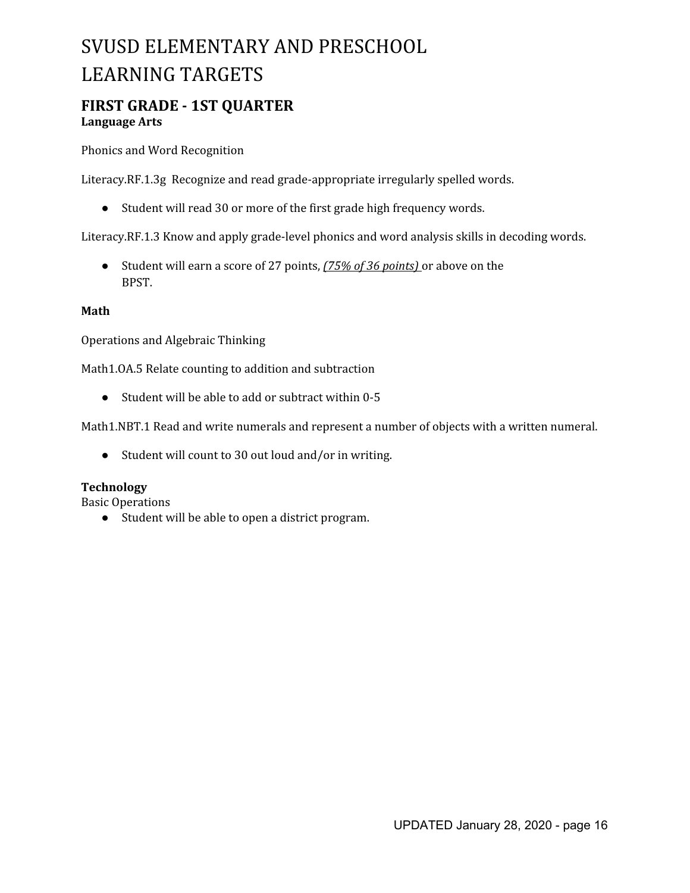# SVUSD ELEMENTARY AND PRESCHOOL LEARNING TARGETS

## FIRST GRADE - 1ST QUARTER

**Language Arts**

Phonics and Word Recognition

Literacy.RF.1.3g  Recognize and read grade-appropriate irregularly spelled words.

- Student will read 30 or more of the first grade high frequency words.

Literacy.RF.1.3 Know and apply grade-level phonics and word analysis skills in decoding words.

- Student will earn a score of 27 points, *(75% of 36 points)* or above on the BPST.

**Math**

Operations and Algebraic Thinking

Math1.OA.5 Relate counting to addition and subtraction

- Student will be able to add or subtract within 0-5

Math1.NBT.1 Read and write numerals and represent a number of objects with a written numeral.

- Student will count to 30 out loud and/or in writing.

**Technology**

Basic Operations

- Student will be able to open a district program.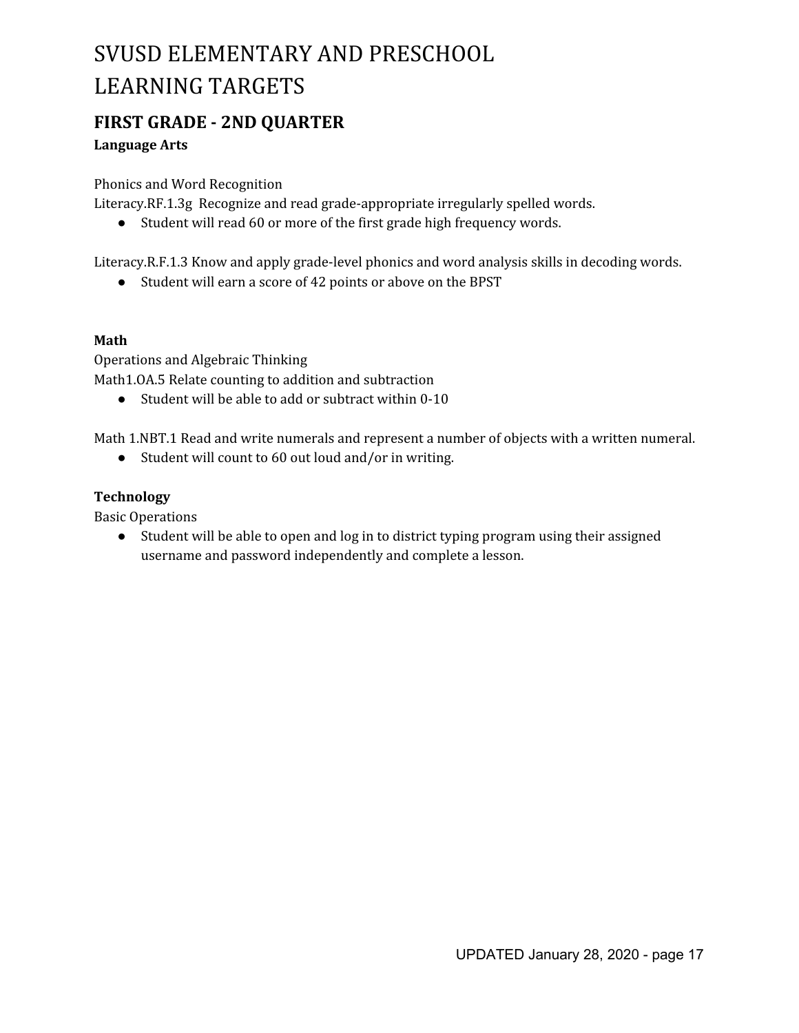# SVUSD ELEMENTARY AND PRESCHOOL LEARNING TARGETS

## FIRST GRADE - 2ND QUARTER

**Language Arts**

Phonics and Word Recognition
Literacy.RF.1.3g Recognize and read grade-appropriate irregularly spelled words.

- Student will read 60 or more of the first grade high frequency words.

Literacy.R.F.1.3 Know and apply grade-level phonics and word analysis skills in decoding words.

- Student will earn a score of 42 points or above on the BPST

**Math**

Operations and Algebraic Thinking
Math1.OA.5 Relate counting to addition and subtraction

- Student will be able to add or subtract within 0-10

Math 1.NBT.1 Read and write numerals and represent a number of objects with a written numeral.

- Student will count to 60 out loud and/or in writing.

**Technology**

Basic Operations

- Student will be able to open and log in to district typing program using their assigned username and password independently and complete a lesson.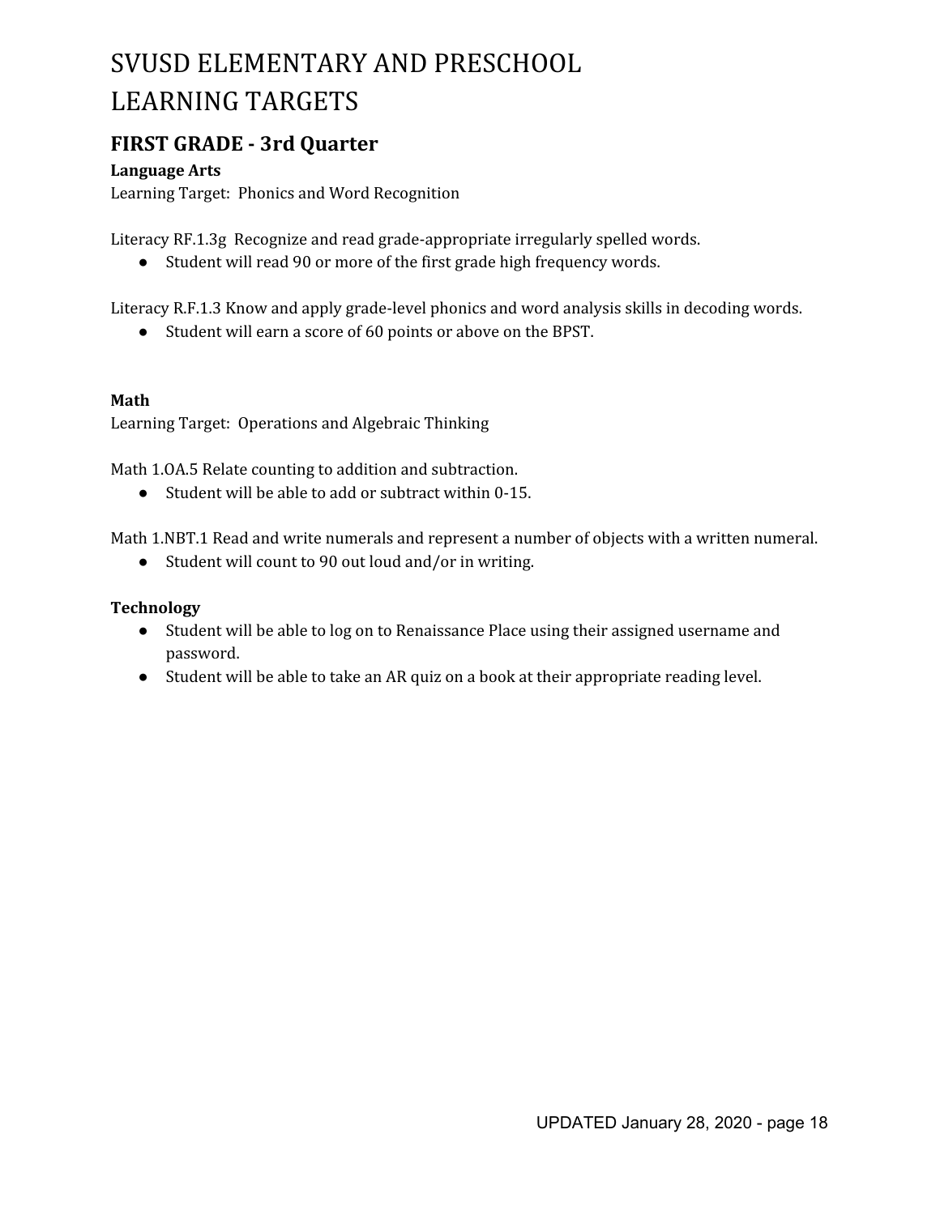# SVUSD ELEMENTARY AND PRESCHOOL LEARNING TARGETS

## FIRST GRADE - 3rd Quarter

**Language Arts**

Learning Target: Phonics and Word Recognition

Literacy RF.1.3g Recognize and read grade-appropriate irregularly spelled words.

- Student will read 90 or more of the first grade high frequency words.

Literacy R.F.1.3 Know and apply grade-level phonics and word analysis skills in decoding words.

- Student will earn a score of 60 points or above on the BPST.

**Math**

Learning Target: Operations and Algebraic Thinking

Math 1.OA.5 Relate counting to addition and subtraction.

- Student will be able to add or subtract within 0-15.

Math 1.NBT.1 Read and write numerals and represent a number of objects with a written numeral.

- Student will count to 90 out loud and/or in writing.

**Technology**

- Student will be able to log on to Renaissance Place using their assigned username and password.
- Student will be able to take an AR quiz on a book at their appropriate reading level.

UPDATED January 28, 2020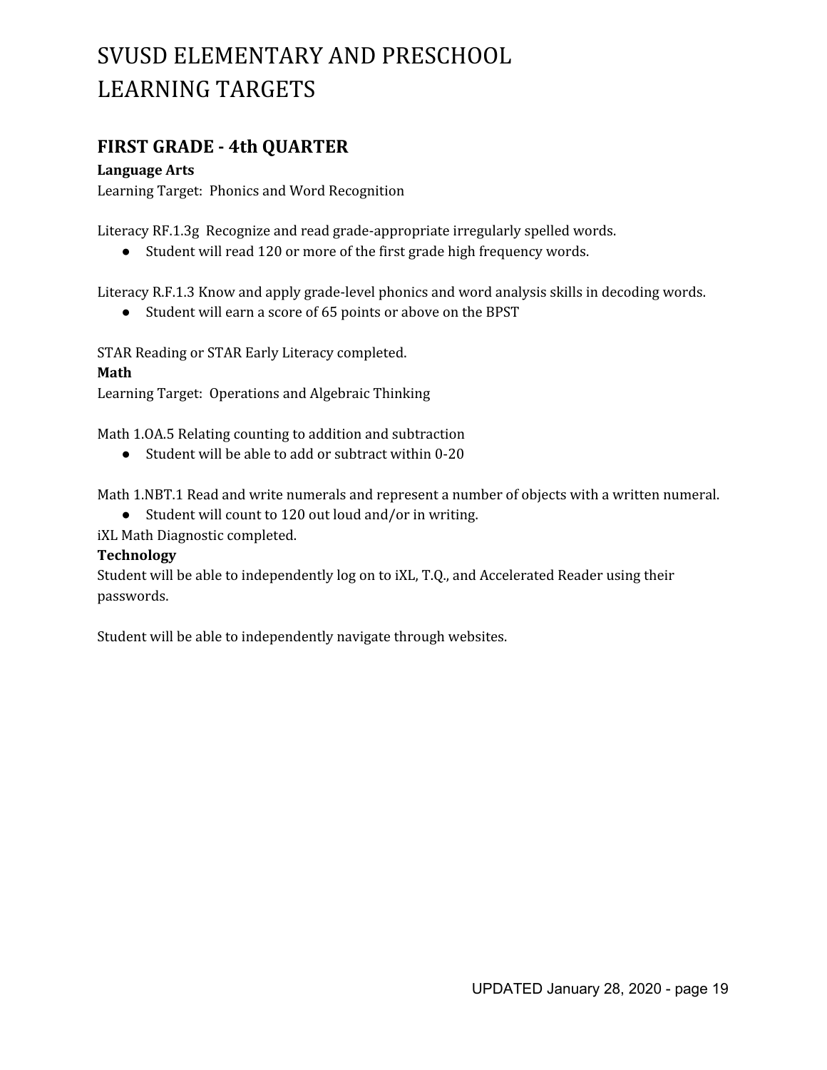# SVUSD ELEMENTARY AND PRESCHOOL LEARNING TARGETS

## FIRST GRADE - 4th QUARTER

**Language Arts**

Learning Target: Phonics and Word Recognition

Literacy RF.1.3g Recognize and read grade-appropriate irregularly spelled words.

- Student will read 120 or more of the first grade high frequency words.

Literacy R.F.1.3 Know and apply grade-level phonics and word analysis skills in decoding words.

- Student will earn a score of 65 points or above on the BPST

STAR Reading or STAR Early Literacy completed.

**Math**

Learning Target: Operations and Algebraic Thinking

Math 1.OA.5 Relating counting to addition and subtraction

- Student will be able to add or subtract within 0-20

Math 1.NBT.1 Read and write numerals and represent a number of objects with a written numeral.

- Student will count to 120 out loud and/or in writing.

iXL Math Diagnostic completed.

**Technology**

Student will be able to independently log on to iXL, T.Q., and Accelerated Reader using their passwords.

Student will be able to independently navigate through websites.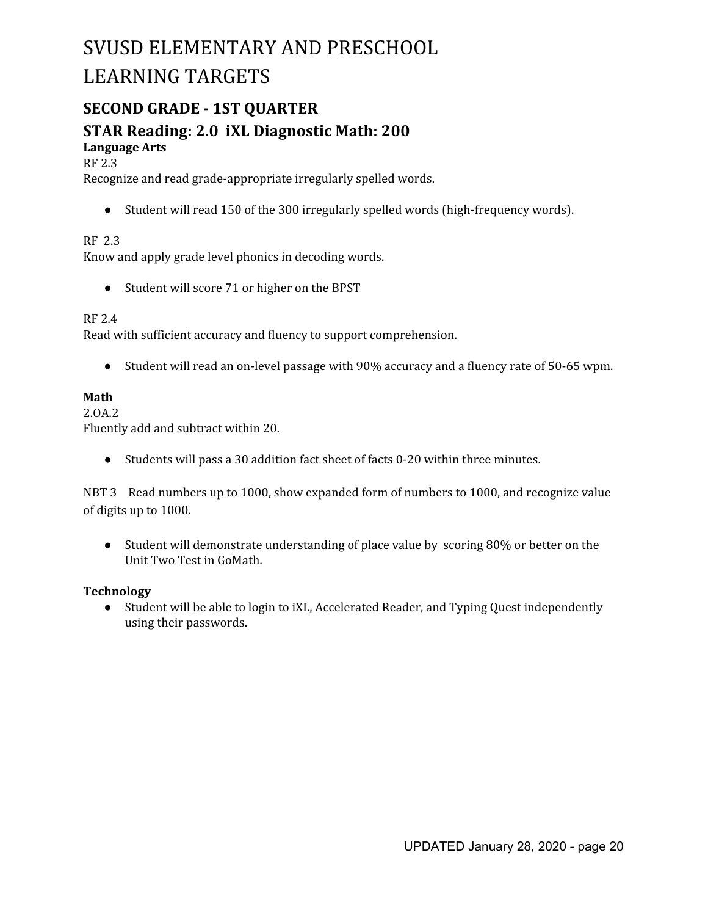# SVUSD ELEMENTARY AND PRESCHOOL LEARNING TARGETS

## SECOND GRADE - 1ST QUARTER

## STAR Reading: 2.0 iXL Diagnostic Math: 200

**Language Arts**

RF 2.3
Recognize and read grade-appropriate irregularly spelled words.

- Student will read 150 of the 300 irregularly spelled words (high-frequency words).

RF 2.3
Know and apply grade level phonics in decoding words.

- Student will score 71 or higher on the BPST

RF 2.4
Read with sufficient accuracy and fluency to support comprehension.

- Student will read an on-level passage with 90% accuracy and a fluency rate of 50-65 wpm.

**Math**

2.OA.2
Fluently add and subtract within 20.

- Students will pass a 30 addition fact sheet of facts 0-20 within three minutes.

NBT 3 Read numbers up to 1000, show expanded form of numbers to 1000, and recognize value of digits up to 1000.

- Student will demonstrate understanding of place value by scoring 80% or better on the Unit Two Test in GoMath.

**Technology**

- Student will be able to login to iXL, Accelerated Reader, and Typing Quest independently using their passwords.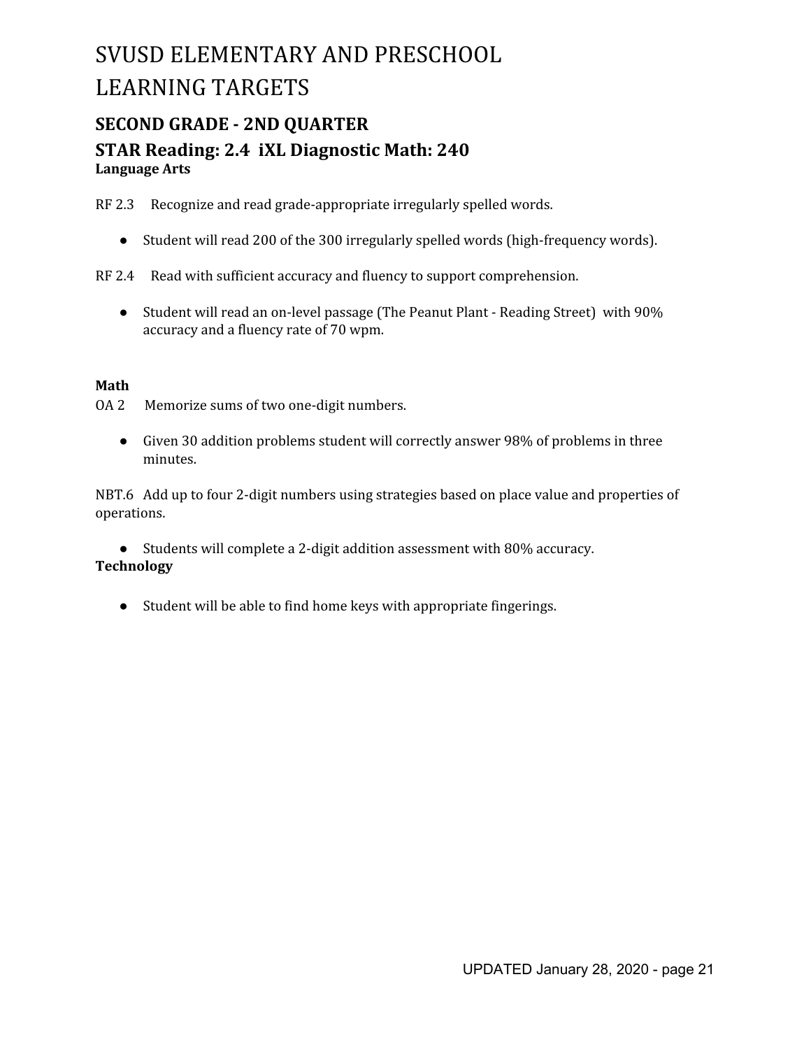# SVUSD ELEMENTARY AND PRESCHOOL LEARNING TARGETS

## SECOND GRADE - 2ND QUARTER

## STAR Reading: 2.4 iXL Diagnostic Math: 240

**Language Arts**

RF 2.3 Recognize and read grade-appropriate irregularly spelled words.

- Student will read 200 of the 300 irregularly spelled words (high-frequency words).

RF 2.4 Read with sufficient accuracy and fluency to support comprehension.

- Student will read an on-level passage (The Peanut Plant - Reading Street) with 90% accuracy and a fluency rate of 70 wpm.

**Math**

OA 2 Memorize sums of two one-digit numbers.

- Given 30 addition problems student will correctly answer 98% of problems in three minutes.

NBT.6 Add up to four 2-digit numbers using strategies based on place value and properties of operations.

- Students will complete a 2-digit addition assessment with 80% accuracy.

**Technology**

- Student will be able to find home keys with appropriate fingerings.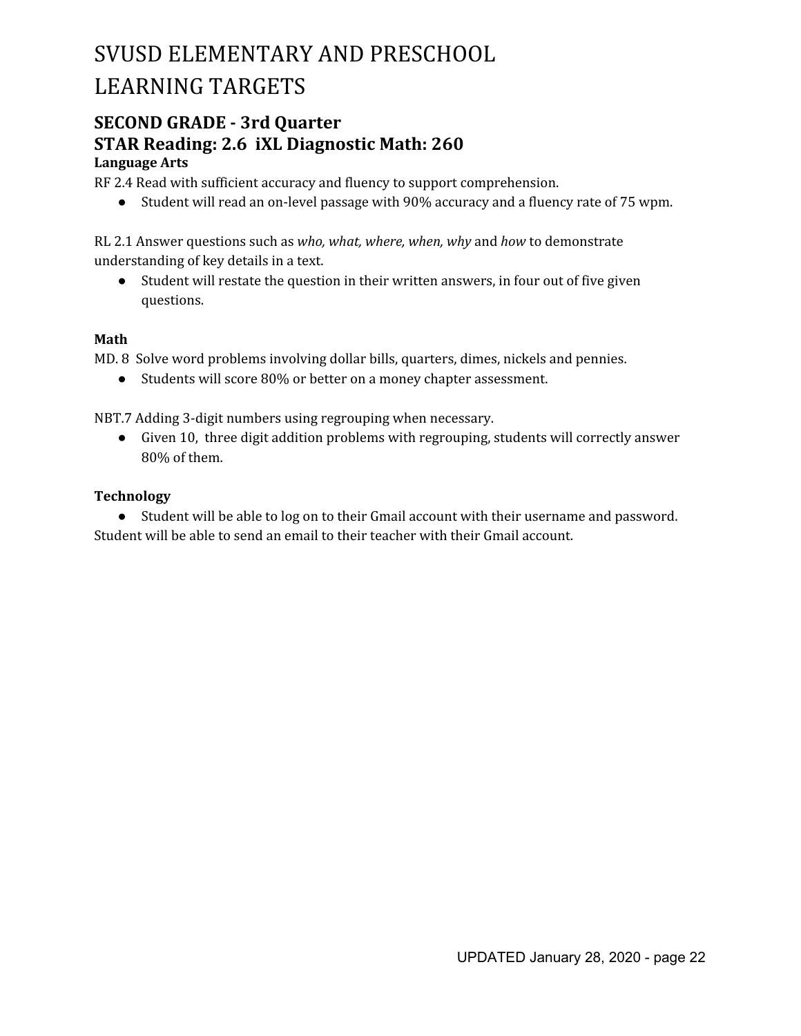# SVUSD ELEMENTARY AND PRESCHOOL LEARNING TARGETS

## SECOND GRADE - 3rd Quarter

## STAR Reading: 2.6 iXL Diagnostic Math: 260

**Language Arts**

RF 2.4 Read with sufficient accuracy and fluency to support comprehension.

- Student will read an on-level passage with 90% accuracy and a fluency rate of 75 wpm.

RL 2.1 Answer questions such as *who, what, where, when, why* and *how* to demonstrate understanding of key details in a text.

- Student will restate the question in their written answers, in four out of five given questions.

**Math**

MD. 8 Solve word problems involving dollar bills, quarters, dimes, nickels and pennies.

- Students will score 80% or better on a money chapter assessment.

NBT.7 Adding 3-digit numbers using regrouping when necessary.

- Given 10, three digit addition problems with regrouping, students will correctly answer 80% of them.

**Technology**

- Student will be able to log on to their Gmail account with their username and password.

Student will be able to send an email to their teacher with their Gmail account.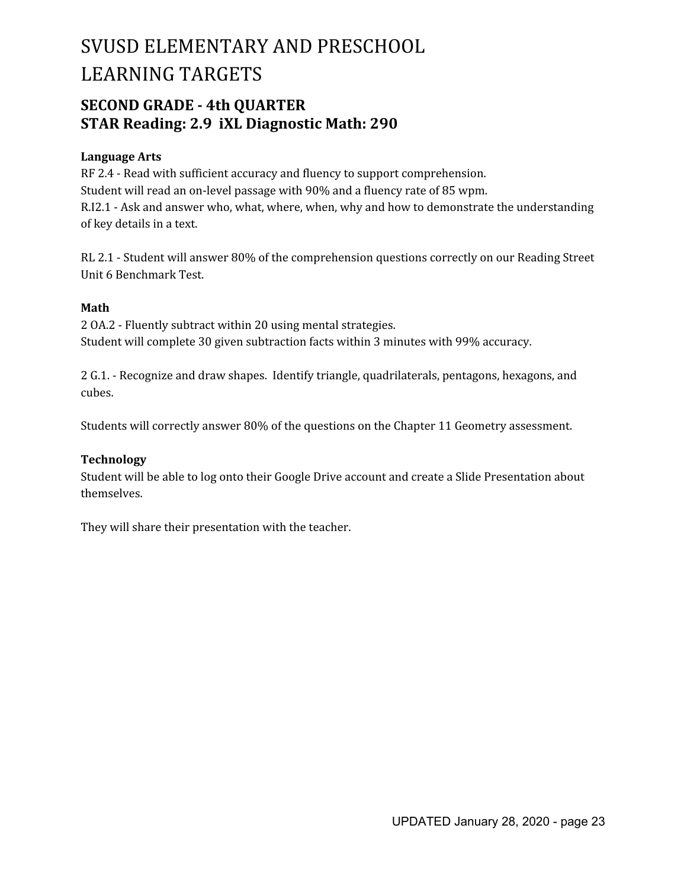# SVUSD ELEMENTARY AND PRESCHOOL LEARNING TARGETS

## SECOND GRADE - 4th QUARTER
## STAR Reading: 2.9  iXL Diagnostic Math: 290

**Language Arts**

RF 2.4 - Read with sufficient accuracy and fluency to support comprehension.
Student will read an on-level passage with 90% and a fluency rate of 85 wpm.
R.I2.1 - Ask and answer who, what, where, when, why and how to demonstrate the understanding of key details in a text.

RL 2.1 - Student will answer 80% of the comprehension questions correctly on our Reading Street Unit 6 Benchmark Test.

**Math**

2 OA.2 - Fluently subtract within 20 using mental strategies.
Student will complete 30 given subtraction facts within 3 minutes with 99% accuracy.

2 G.1. - Recognize and draw shapes. Identify triangle, quadrilaterals, pentagons, hexagons, and cubes.

Students will correctly answer 80% of the questions on the Chapter 11 Geometry assessment.

**Technology**

Student will be able to log onto their Google Drive account and create a Slide Presentation about themselves.

They will share their presentation with the teacher.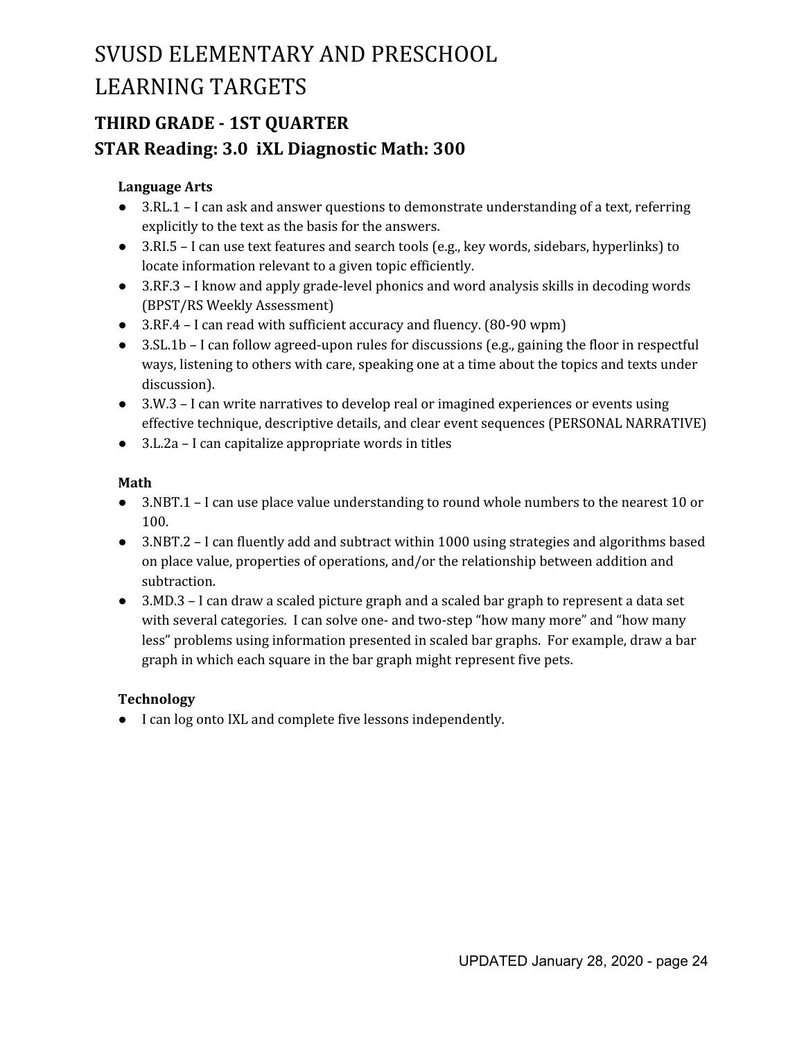# SVUSD ELEMENTARY AND PRESCHOOL LEARNING TARGETS

## THIRD GRADE - 1ST QUARTER

## STAR Reading: 3.0 iXL Diagnostic Math: 300

**Language Arts**

- 3.RL.1 – I can ask and answer questions to demonstrate understanding of a text, referring explicitly to the text as the basis for the answers.
- 3.RI.5 – I can use text features and search tools (e.g., key words, sidebars, hyperlinks) to locate information relevant to a given topic efficiently.
- 3.RF.3 – I know and apply grade-level phonics and word analysis skills in decoding words (BPST/RS Weekly Assessment)
- 3.RF.4 – I can read with sufficient accuracy and fluency. (80-90 wpm)
- 3.SL.1b – I can follow agreed-upon rules for discussions (e.g., gaining the floor in respectful ways, listening to others with care, speaking one at a time about the topics and texts under discussion).
- 3.W.3 – I can write narratives to develop real or imagined experiences or events using effective technique, descriptive details, and clear event sequences (PERSONAL NARRATIVE)
- 3.L.2a – I can capitalize appropriate words in titles

**Math**

- 3.NBT.1 – I can use place value understanding to round whole numbers to the nearest 10 or 100.
- 3.NBT.2 – I can fluently add and subtract within 1000 using strategies and algorithms based on place value, properties of operations, and/or the relationship between addition and subtraction.
- 3.MD.3 – I can draw a scaled picture graph and a scaled bar graph to represent a data set with several categories. I can solve one- and two-step “how many more” and “how many less” problems using information presented in scaled bar graphs. For example, draw a bar graph in which each square in the bar graph might represent five pets.

**Technology**

- I can log onto IXL and complete five lessons independently.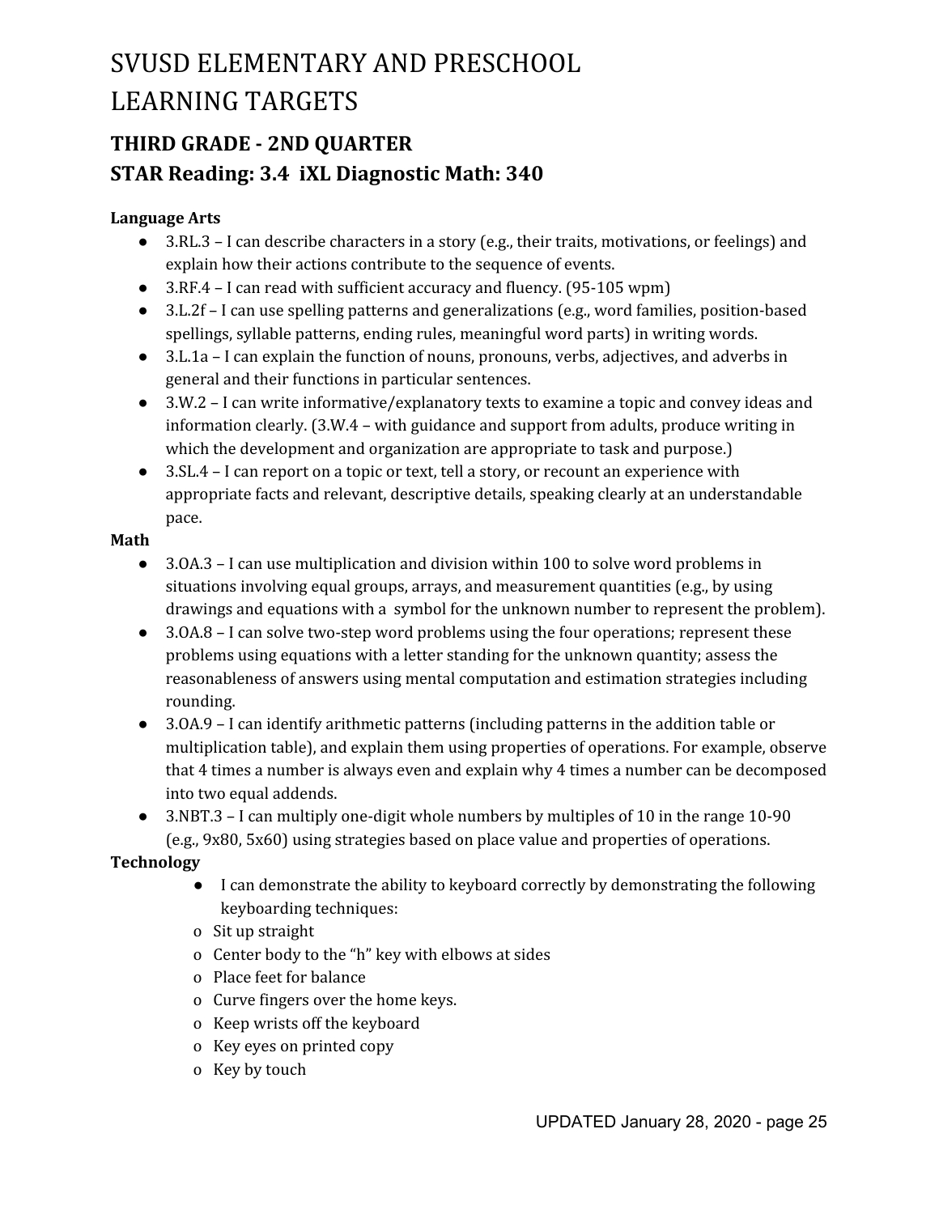# SVUSD ELEMENTARY AND PRESCHOOL LEARNING TARGETS

## THIRD GRADE - 2ND QUARTER

## STAR Reading: 3.4  iXL Diagnostic Math: 340

**Language Arts**

- 3.RL.3 – I can describe characters in a story (e.g., their traits, motivations, or feelings) and explain how their actions contribute to the sequence of events.
- 3.RF.4 – I can read with sufficient accuracy and fluency. (95-105 wpm)
- 3.L.2f – I can use spelling patterns and generalizations (e.g., word families, position-based spellings, syllable patterns, ending rules, meaningful word parts) in writing words.
- 3.L.1a – I can explain the function of nouns, pronouns, verbs, adjectives, and adverbs in general and their functions in particular sentences.
- 3.W.2 – I can write informative/explanatory texts to examine a topic and convey ideas and information clearly. (3.W.4 – with guidance and support from adults, produce writing in which the development and organization are appropriate to task and purpose.)
- 3.SL.4 – I can report on a topic or text, tell a story, or recount an experience with appropriate facts and relevant, descriptive details, speaking clearly at an understandable pace.

**Math**

- 3.OA.3 – I can use multiplication and division within 100 to solve word problems in situations involving equal groups, arrays, and measurement quantities (e.g., by using drawings and equations with a  symbol for the unknown number to represent the problem).
- 3.OA.8 – I can solve two-step word problems using the four operations; represent these problems using equations with a letter standing for the unknown quantity; assess the reasonableness of answers using mental computation and estimation strategies including rounding.
- 3.OA.9 – I can identify arithmetic patterns (including patterns in the addition table or multiplication table), and explain them using properties of operations. For example, observe that 4 times a number is always even and explain why 4 times a number can be decomposed into two equal addends.
- 3.NBT.3 – I can multiply one-digit whole numbers by multiples of 10 in the range 10-90 (e.g., 9x80, 5x60) using strategies based on place value and properties of operations.

**Technology**

- I can demonstrate the ability to keyboard correctly by demonstrating the following keyboarding techniques:
  - Sit up straight
  - Center body to the "h" key with elbows at sides
  - Place feet for balance
  - Curve fingers over the home keys.
  - Keep wrists off the keyboard
  - Key eyes on printed copy
  - Key by touch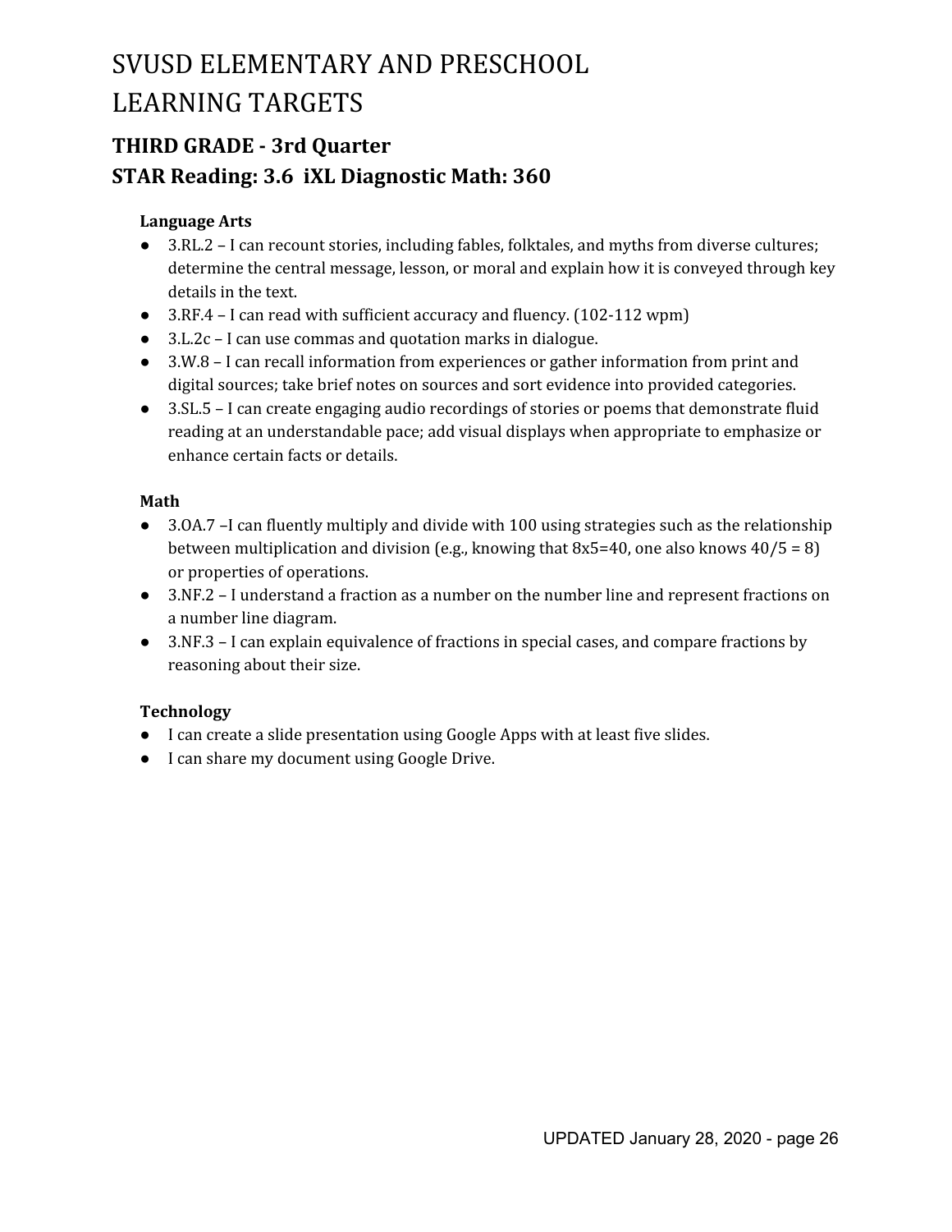# SVUSD ELEMENTARY AND PRESCHOOL LEARNING TARGETS

## THIRD GRADE - 3rd Quarter
## STAR Reading: 3.6 iXL Diagnostic Math: 360

**Language Arts**

- 3.RL.2 – I can recount stories, including fables, folktales, and myths from diverse cultures; determine the central message, lesson, or moral and explain how it is conveyed through key details in the text.
- 3.RF.4 – I can read with sufficient accuracy and fluency. (102-112 wpm)
- 3.L.2c – I can use commas and quotation marks in dialogue.
- 3.W.8 – I can recall information from experiences or gather information from print and digital sources; take brief notes on sources and sort evidence into provided categories.
- 3.SL.5 – I can create engaging audio recordings of stories or poems that demonstrate fluid reading at an understandable pace; add visual displays when appropriate to emphasize or enhance certain facts or details.

**Math**

- 3.OA.7 –I can fluently multiply and divide with 100 using strategies such as the relationship between multiplication and division (e.g., knowing that 8x5=40, one also knows 40/5 = 8) or properties of operations.
- 3.NF.2 – I understand a fraction as a number on the number line and represent fractions on a number line diagram.
- 3.NF.3 – I can explain equivalence of fractions in special cases, and compare fractions by reasoning about their size.

**Technology**

- I can create a slide presentation using Google Apps with at least five slides.
- I can share my document using Google Drive.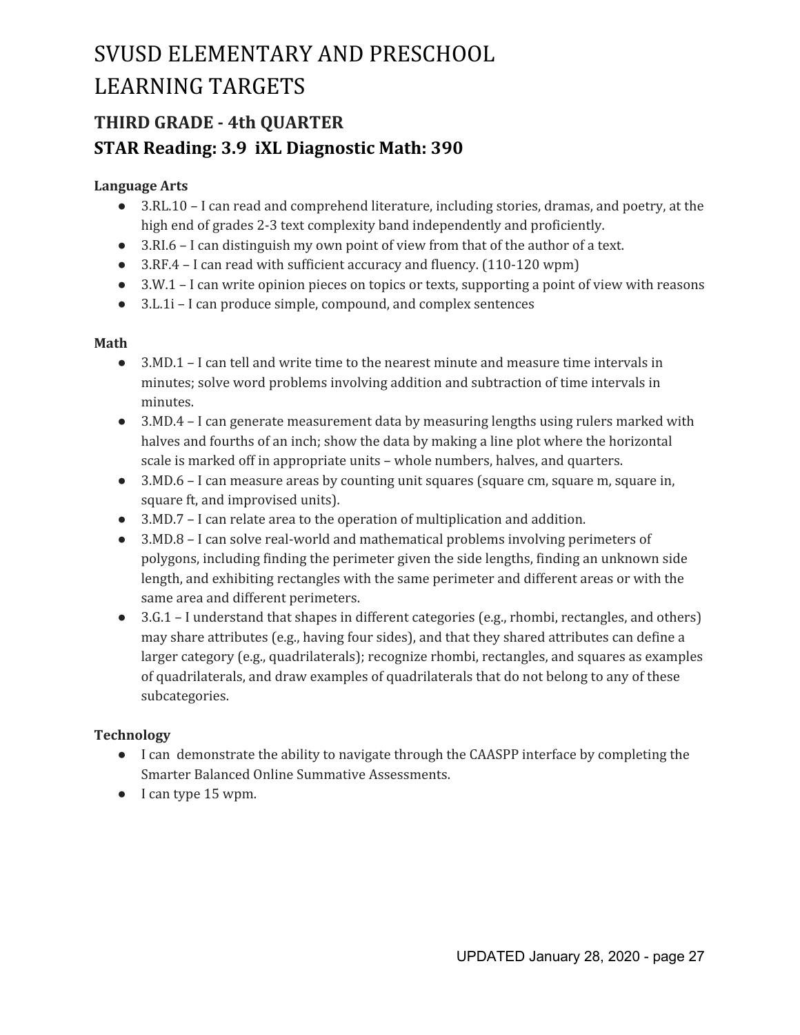# SVUSD ELEMENTARY AND PRESCHOOL LEARNING TARGETS

## THIRD GRADE - 4th QUARTER

## STAR Reading: 3.9 iXL Diagnostic Math: 390

**Language Arts**

- 3.RL.10 – I can read and comprehend literature, including stories, dramas, and poetry, at the high end of grades 2-3 text complexity band independently and proficiently.
- 3.RI.6 – I can distinguish my own point of view from that of the author of a text.
- 3.RF.4 – I can read with sufficient accuracy and fluency. (110-120 wpm)
- 3.W.1 – I can write opinion pieces on topics or texts, supporting a point of view with reasons
- 3.L.1i – I can produce simple, compound, and complex sentences

**Math**

- 3.MD.1 – I can tell and write time to the nearest minute and measure time intervals in minutes; solve word problems involving addition and subtraction of time intervals in minutes.
- 3.MD.4 – I can generate measurement data by measuring lengths using rulers marked with halves and fourths of an inch; show the data by making a line plot where the horizontal scale is marked off in appropriate units – whole numbers, halves, and quarters.
- 3.MD.6 – I can measure areas by counting unit squares (square cm, square m, square in, square ft, and improvised units).
- 3.MD.7 – I can relate area to the operation of multiplication and addition.
- 3.MD.8 – I can solve real-world and mathematical problems involving perimeters of polygons, including finding the perimeter given the side lengths, finding an unknown side length, and exhibiting rectangles with the same perimeter and different areas or with the same area and different perimeters.
- 3.G.1 – I understand that shapes in different categories (e.g., rhombi, rectangles, and others) may share attributes (e.g., having four sides), and that they shared attributes can define a larger category (e.g., quadrilaterals); recognize rhombi, rectangles, and squares as examples of quadrilaterals, and draw examples of quadrilaterals that do not belong to any of these subcategories.

**Technology**

- I can demonstrate the ability to navigate through the CAASPP interface by completing the Smarter Balanced Online Summative Assessments.
- I can type 15 wpm.

UPDATED January 28, 2020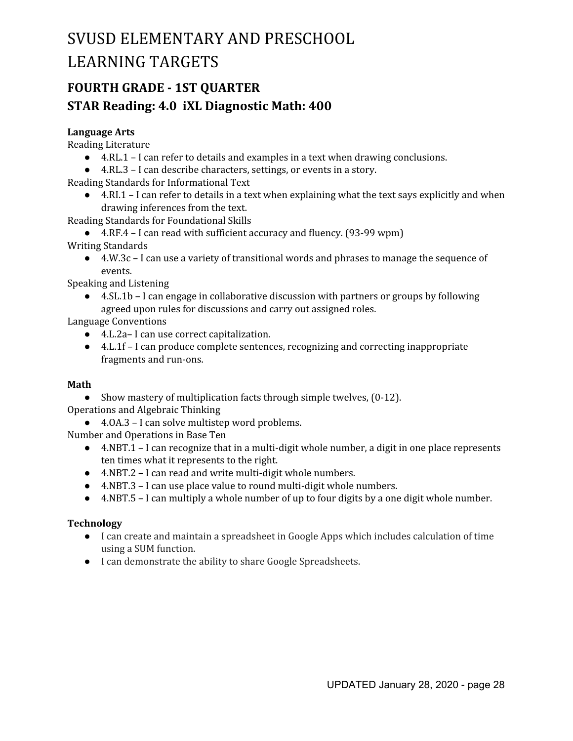# SVUSD ELEMENTARY AND PRESCHOOL LEARNING TARGETS

## FOURTH GRADE - 1ST QUARTER

## STAR Reading: 4.0 iXL Diagnostic Math: 400

**Language Arts**

Reading Literature

- 4.RL.1 – I can refer to details and examples in a text when drawing conclusions.
- 4.RL.3 – I can describe characters, settings, or events in a story.

Reading Standards for Informational Text

- 4.RI.1 – I can refer to details in a text when explaining what the text says explicitly and when drawing inferences from the text.

Reading Standards for Foundational Skills

- 4.RF.4 – I can read with sufficient accuracy and fluency. (93-99 wpm)

Writing Standards

- 4.W.3c – I can use a variety of transitional words and phrases to manage the sequence of events.

Speaking and Listening

- 4.SL.1b – I can engage in collaborative discussion with partners or groups by following agreed upon rules for discussions and carry out assigned roles.

Language Conventions

- 4.L.2a– I can use correct capitalization.
- 4.L.1f – I can produce complete sentences, recognizing and correcting inappropriate fragments and run-ons.

**Math**

- Show mastery of multiplication facts through simple twelves, (0-12).

Operations and Algebraic Thinking

- 4.OA.3 – I can solve multistep word problems.

Number and Operations in Base Ten

- 4.NBT.1 – I can recognize that in a multi-digit whole number, a digit in one place represents ten times what it represents to the right.
- 4.NBT.2 – I can read and write multi-digit whole numbers.
- 4.NBT.3 – I can use place value to round multi-digit whole numbers.
- 4.NBT.5 – I can multiply a whole number of up to four digits by a one digit whole number.

**Technology**

- I can create and maintain a spreadsheet in Google Apps which includes calculation of time using a SUM function.
- I can demonstrate the ability to share Google Spreadsheets.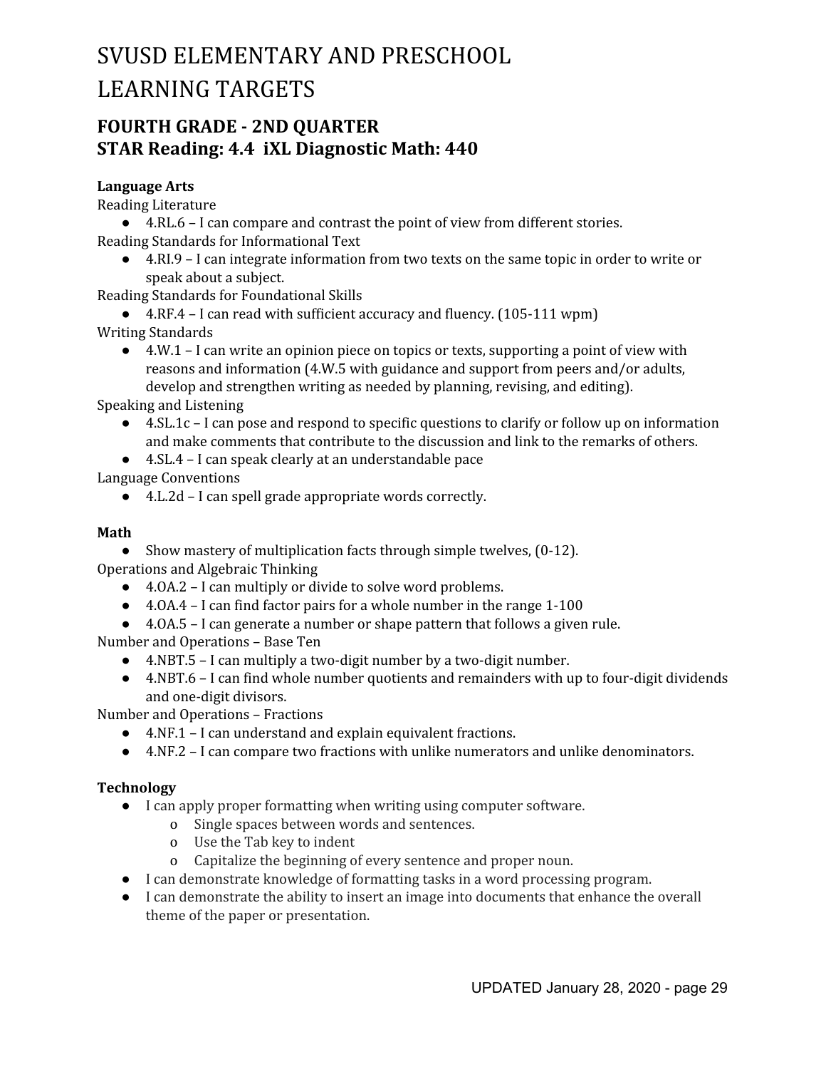# SVUSD ELEMENTARY AND PRESCHOOL LEARNING TARGETS

## FOURTH GRADE - 2ND QUARTER
## STAR Reading: 4.4 iXL Diagnostic Math: 440

**Language Arts**

Reading Literature

- 4.RL.6 – I can compare and contrast the point of view from different stories.

Reading Standards for Informational Text

- 4.RI.9 – I can integrate information from two texts on the same topic in order to write or speak about a subject.

Reading Standards for Foundational Skills

- 4.RF.4 – I can read with sufficient accuracy and fluency. (105-111 wpm)

Writing Standards

- 4.W.1 – I can write an opinion piece on topics or texts, supporting a point of view with reasons and information (4.W.5 with guidance and support from peers and/or adults, develop and strengthen writing as needed by planning, revising, and editing).

Speaking and Listening

- 4.SL.1c – I can pose and respond to specific questions to clarify or follow up on information and make comments that contribute to the discussion and link to the remarks of others.
- 4.SL.4 – I can speak clearly at an understandable pace

Language Conventions

- 4.L.2d – I can spell grade appropriate words correctly.

**Math**

- Show mastery of multiplication facts through simple twelves, (0-12).

Operations and Algebraic Thinking

- 4.OA.2 – I can multiply or divide to solve word problems.
- 4.OA.4 – I can find factor pairs for a whole number in the range 1-100
- 4.OA.5 – I can generate a number or shape pattern that follows a given rule.

Number and Operations – Base Ten

- 4.NBT.5 – I can multiply a two-digit number by a two-digit number.
- 4.NBT.6 – I can find whole number quotients and remainders with up to four-digit dividends and one-digit divisors.

Number and Operations – Fractions

- 4.NF.1 – I can understand and explain equivalent fractions.
- 4.NF.2 – I can compare two fractions with unlike numerators and unlike denominators.

**Technology**

- I can apply proper formatting when writing using computer software.
  - Single spaces between words and sentences.
  - Use the Tab key to indent
  - Capitalize the beginning of every sentence and proper noun.
- I can demonstrate knowledge of formatting tasks in a word processing program.
- I can demonstrate the ability to insert an image into documents that enhance the overall theme of the paper or presentation.

UPDATED January 28, 2020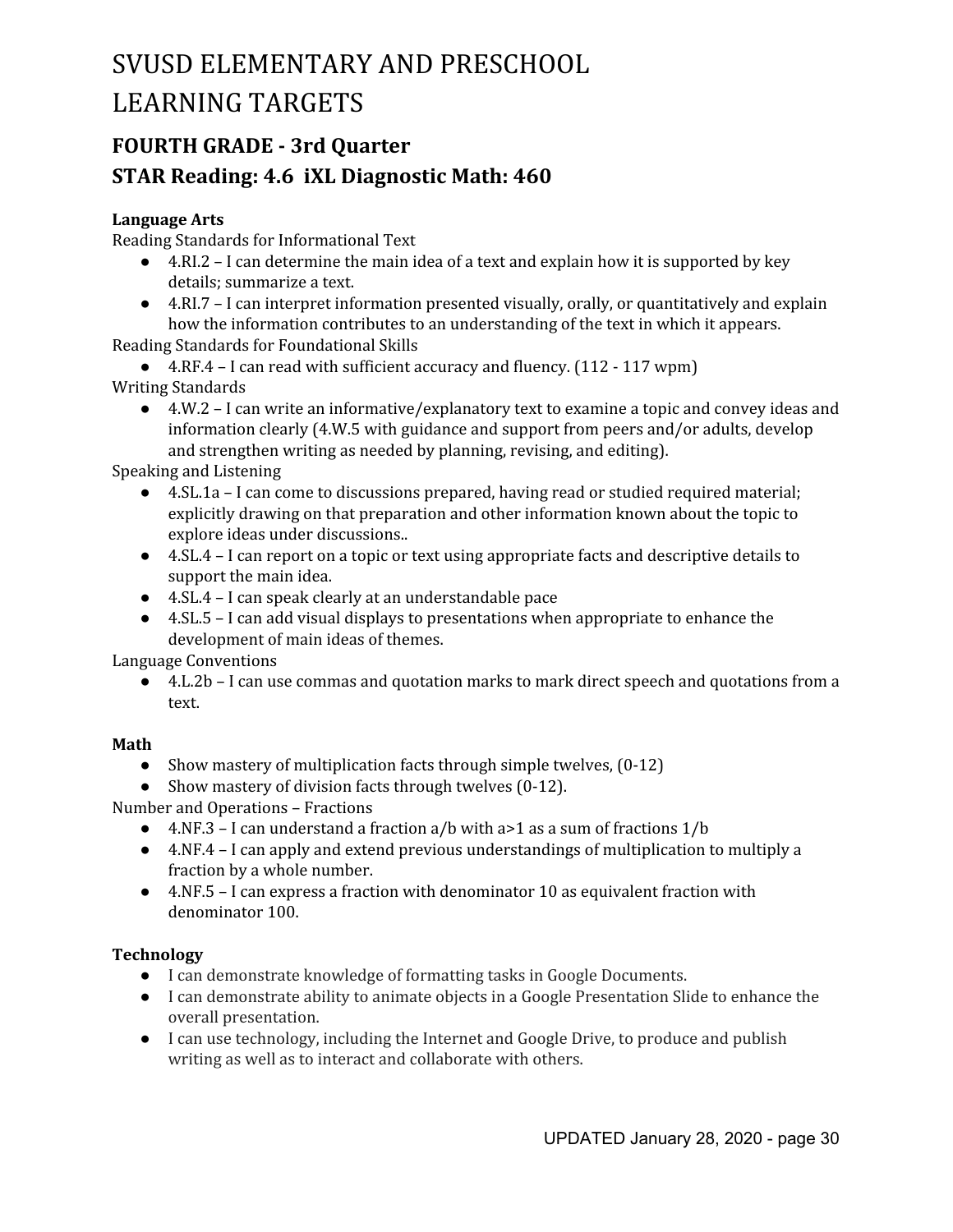# SVUSD ELEMENTARY AND PRESCHOOL LEARNING TARGETS

## FOURTH GRADE - 3rd Quarter

## STAR Reading: 4.6  iXL Diagnostic Math: 460

**Language Arts**

Reading Standards for Informational Text

- 4.RI.2 – I can determine the main idea of a text and explain how it is supported by key details; summarize a text.
- 4.RI.7 – I can interpret information presented visually, orally, or quantitatively and explain how the information contributes to an understanding of the text in which it appears.

Reading Standards for Foundational Skills

- 4.RF.4 – I can read with sufficient accuracy and fluency. (112 - 117 wpm)

Writing Standards

- 4.W.2 – I can write an informative/explanatory text to examine a topic and convey ideas and information clearly (4.W.5 with guidance and support from peers and/or adults, develop and strengthen writing as needed by planning, revising, and editing).

Speaking and Listening

- 4.SL.1a – I can come to discussions prepared, having read or studied required material; explicitly drawing on that preparation and other information known about the topic to explore ideas under discussions..
- 4.SL.4 – I can report on a topic or text using appropriate facts and descriptive details to support the main idea.
- 4.SL.4 – I can speak clearly at an understandable pace
- 4.SL.5 – I can add visual displays to presentations when appropriate to enhance the development of main ideas of themes.

Language Conventions

- 4.L.2b – I can use commas and quotation marks to mark direct speech and quotations from a text.

**Math**

- Show mastery of multiplication facts through simple twelves, (0-12)
- Show mastery of division facts through twelves (0-12).

Number and Operations – Fractions

- 4.NF.3 – I can understand a fraction $a/b$ with $a>1$ as a sum of fractions $1/b$
- 4.NF.4 – I can apply and extend previous understandings of multiplication to multiply a fraction by a whole number.
- 4.NF.5 – I can express a fraction with denominator 10 as equivalent fraction with denominator 100.

**Technology**

- I can demonstrate knowledge of formatting tasks in Google Documents.
- I can demonstrate ability to animate objects in a Google Presentation Slide to enhance the overall presentation.
- I can use technology, including the Internet and Google Drive, to produce and publish writing as well as to interact and collaborate with others.

UPDATED January 28, 2020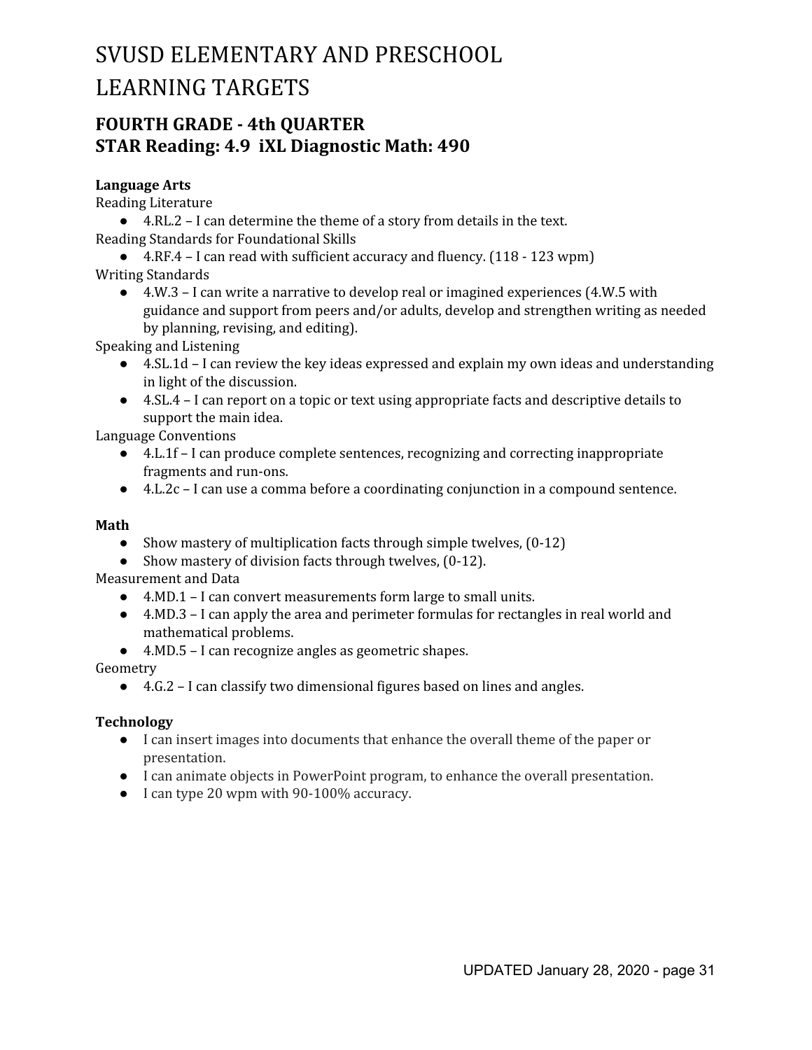# SVUSD ELEMENTARY AND PRESCHOOL LEARNING TARGETS

## FOURTH GRADE - 4th QUARTER
## STAR Reading: 4.9 iXL Diagnostic Math: 490

**Language Arts**

Reading Literature

- 4.RL.2 – I can determine the theme of a story from details in the text.

Reading Standards for Foundational Skills

- 4.RF.4 – I can read with sufficient accuracy and fluency. (118 - 123 wpm)

Writing Standards

- 4.W.3 – I can write a narrative to develop real or imagined experiences (4.W.5 with guidance and support from peers and/or adults, develop and strengthen writing as needed by planning, revising, and editing).

Speaking and Listening

- 4.SL.1d – I can review the key ideas expressed and explain my own ideas and understanding in light of the discussion.
- 4.SL.4 – I can report on a topic or text using appropriate facts and descriptive details to support the main idea.

Language Conventions

- 4.L.1f – I can produce complete sentences, recognizing and correcting inappropriate fragments and run-ons.
- 4.L.2c – I can use a comma before a coordinating conjunction in a compound sentence.

**Math**

- Show mastery of multiplication facts through simple twelves, (0-12)
- Show mastery of division facts through twelves, (0-12).

Measurement and Data

- 4.MD.1 – I can convert measurements form large to small units.
- 4.MD.3 – I can apply the area and perimeter formulas for rectangles in real world and mathematical problems.
- 4.MD.5 – I can recognize angles as geometric shapes.

Geometry

- 4.G.2 – I can classify two dimensional figures based on lines and angles.

**Technology**

- I can insert images into documents that enhance the overall theme of the paper or presentation.
- I can animate objects in PowerPoint program, to enhance the overall presentation.
- I can type 20 wpm with 90-100% accuracy.

UPDATED January 28, 2020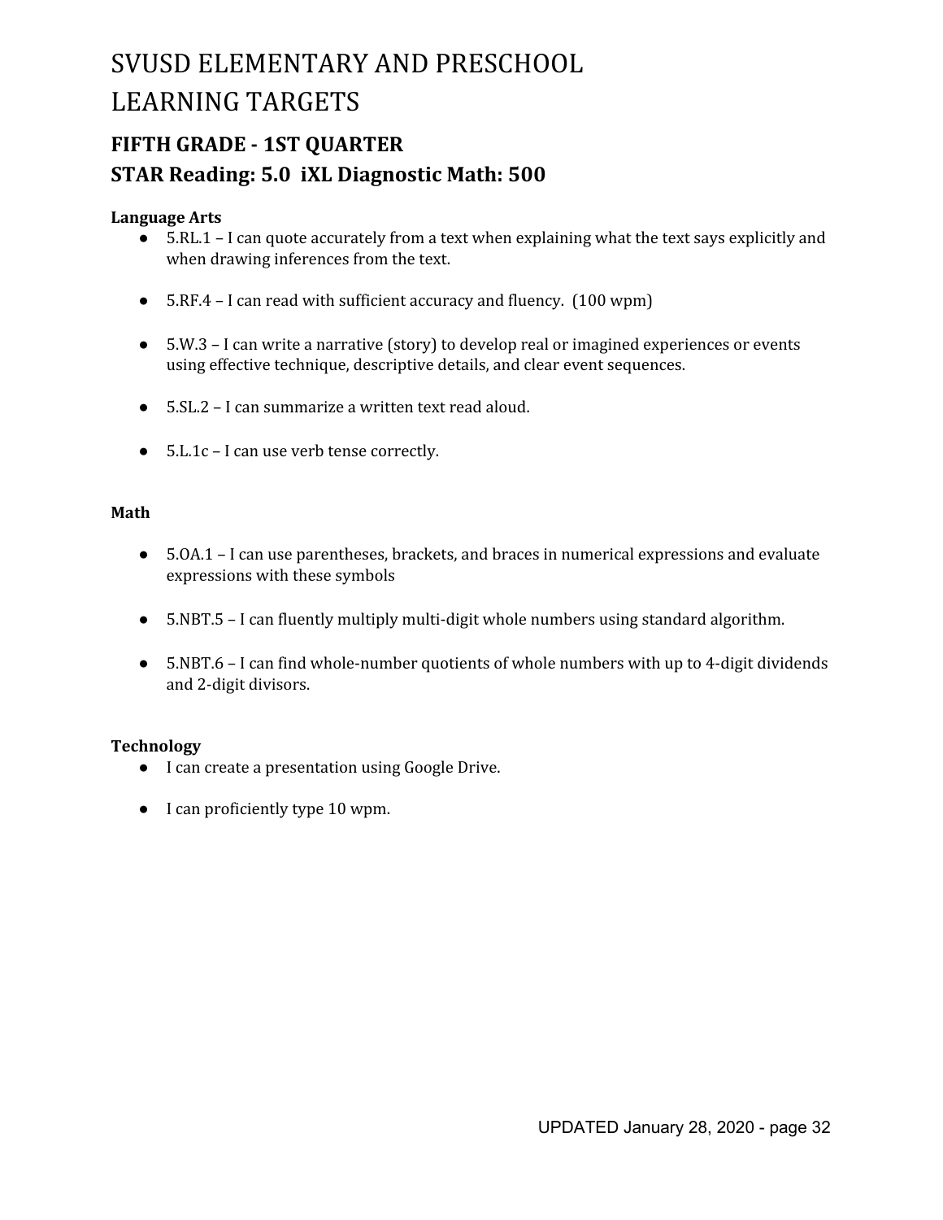# SVUSD ELEMENTARY AND PRESCHOOL LEARNING TARGETS

## FIFTH GRADE - 1ST QUARTER

## STAR Reading: 5.0  iXL Diagnostic Math: 500

**Language Arts**

- 5.RL.1 – I can quote accurately from a text when explaining what the text says explicitly and when drawing inferences from the text.
- 5.RF.4 – I can read with sufficient accuracy and fluency. (100 wpm)
- 5.W.3 – I can write a narrative (story) to develop real or imagined experiences or events using effective technique, descriptive details, and clear event sequences.
- 5.SL.2 – I can summarize a written text read aloud.
- 5.L.1c – I can use verb tense correctly.

**Math**

- 5.OA.1 – I can use parentheses, brackets, and braces in numerical expressions and evaluate expressions with these symbols
- 5.NBT.5 – I can fluently multiply multi-digit whole numbers using standard algorithm.
- 5.NBT.6 – I can find whole-number quotients of whole numbers with up to 4-digit dividends and 2-digit divisors.

**Technology**

- I can create a presentation using Google Drive.
- I can proficiently type 10 wpm.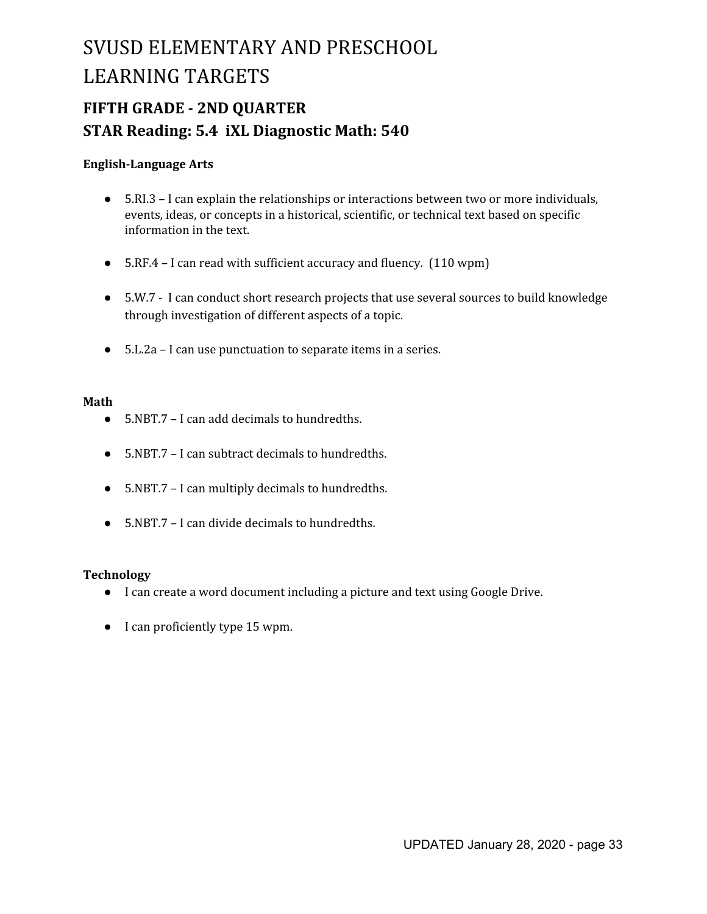# SVUSD ELEMENTARY AND PRESCHOOL LEARNING TARGETS

## FIFTH GRADE - 2ND QUARTER
## STAR Reading: 5.4  iXL Diagnostic Math: 540

**English-Language Arts**

- 5.RI.3 – I can explain the relationships or interactions between two or more individuals, events, ideas, or concepts in a historical, scientific, or technical text based on specific information in the text.
- 5.RF.4 – I can read with sufficient accuracy and fluency.  (110 wpm)
- 5.W.7 -  I can conduct short research projects that use several sources to build knowledge through investigation of different aspects of a topic.
- 5.L.2a – I can use punctuation to separate items in a series.

**Math**

- 5.NBT.7 – I can add decimals to hundredths.
- 5.NBT.7 – I can subtract decimals to hundredths.
- 5.NBT.7 – I can multiply decimals to hundredths.
- 5.NBT.7 – I can divide decimals to hundredths.

**Technology**

- I can create a word document including a picture and text using Google Drive.
- I can proficiently type 15 wpm.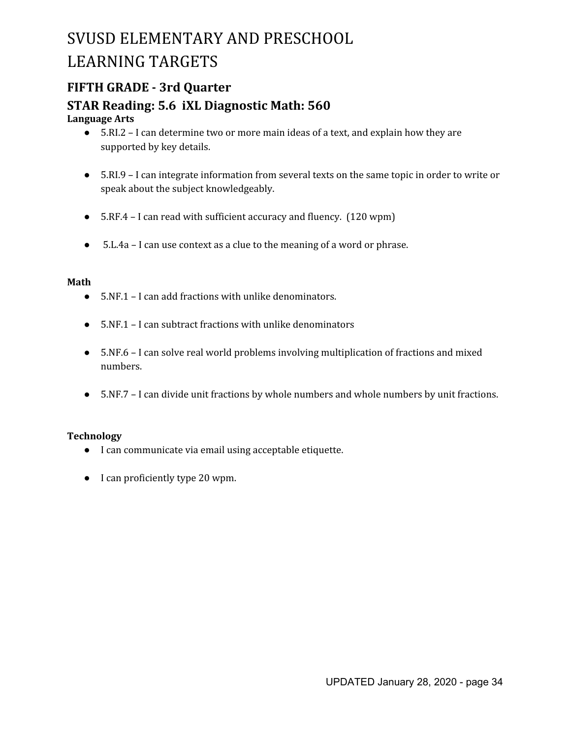# SVUSD ELEMENTARY AND PRESCHOOL LEARNING TARGETS

## FIFTH GRADE - 3rd Quarter

## STAR Reading: 5.6  iXL Diagnostic Math: 560

**Language Arts**

- 5.RI.2 – I can determine two or more main ideas of a text, and explain how they are supported by key details.
- 5.RI.9 – I can integrate information from several texts on the same topic in order to write or speak about the subject knowledgeably.
- 5.RF.4 – I can read with sufficient accuracy and fluency. (120 wpm)
- 5.L.4a – I can use context as a clue to the meaning of a word or phrase.

**Math**

- 5.NF.1 – I can add fractions with unlike denominators.
- 5.NF.1 – I can subtract fractions with unlike denominators
- 5.NF.6 – I can solve real world problems involving multiplication of fractions and mixed numbers.
- 5.NF.7 – I can divide unit fractions by whole numbers and whole numbers by unit fractions.

**Technology**

- I can communicate via email using acceptable etiquette.
- I can proficiently type 20 wpm.

UPDATED January 28, 2020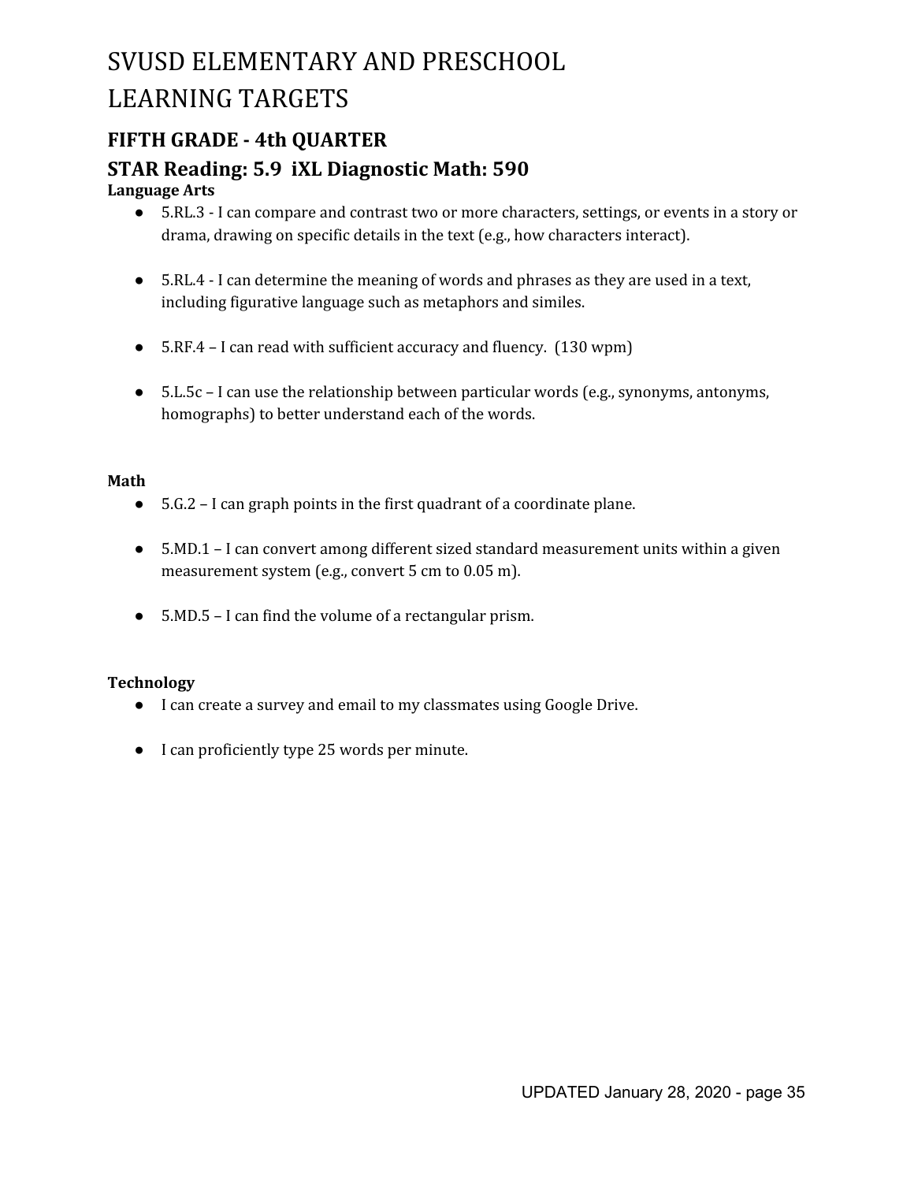# SVUSD ELEMENTARY AND PRESCHOOL LEARNING TARGETS

## FIFTH GRADE - 4th QUARTER

## STAR Reading: 5.9 iXL Diagnostic Math: 590

**Language Arts**

- 5.RL.3 - I can compare and contrast two or more characters, settings, or events in a story or drama, drawing on specific details in the text (e.g., how characters interact).
- 5.RL.4 - I can determine the meaning of words and phrases as they are used in a text, including figurative language such as metaphors and similes.
- 5.RF.4 – I can read with sufficient accuracy and fluency. (130 wpm)
- 5.L.5c – I can use the relationship between particular words (e.g., synonyms, antonyms, homographs) to better understand each of the words.

**Math**

- 5.G.2 – I can graph points in the first quadrant of a coordinate plane.
- 5.MD.1 – I can convert among different sized standard measurement units within a given measurement system (e.g., convert 5 cm to 0.05 m).
- 5.MD.5 – I can find the volume of a rectangular prism.

**Technology**

- I can create a survey and email to my classmates using Google Drive.
- I can proficiently type 25 words per minute.